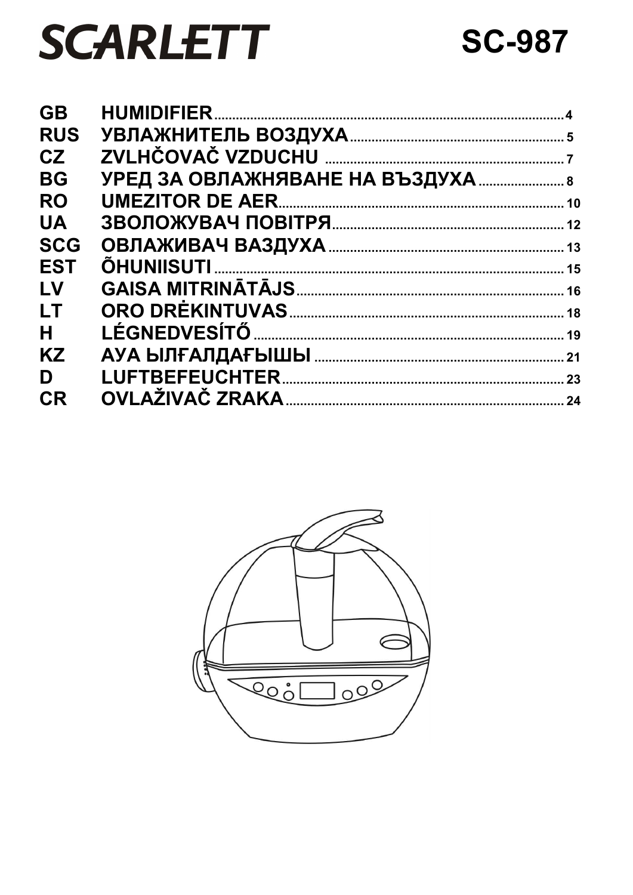# SCARLETT

# SC-987

| | | |
|---|---|---|
| GB | HUMIDIFIER | 4 |
| RUS | УВЛАЖНИТЕЛЬ ВОЗДУХА | 5 |
| CZ | ZVLHČOVAČ VZDUCHU | 7 |
| BG | УРЕД ЗА ОВЛАЖНЯВАНЕ НА ВЪЗДУХА | 8 |
| RO | UMEZITOR DE AER | 10 |
| UA | ЗВОЛОЖУВАЧ ПОВІТРЯ | 12 |
| SCG | ОВЛАЖИВАЧ ВАЗДУХА | 13 |
| EST | ÕHUNIISUTI | 15 |
| LV | GAISA MITRINĀTĀJS | 16 |
| LT | ORO DRĖKINTUVAS | 18 |
| H | LÉGNEDVESÍTŐ | 19 |
| KZ | АУА ЫЛҒАЛДАҒЫШЫ | 21 |
| D | LUFTBEFEUCHTER | 23 |
| CR | OVLAŽIVAČ ZRAKA | 24 |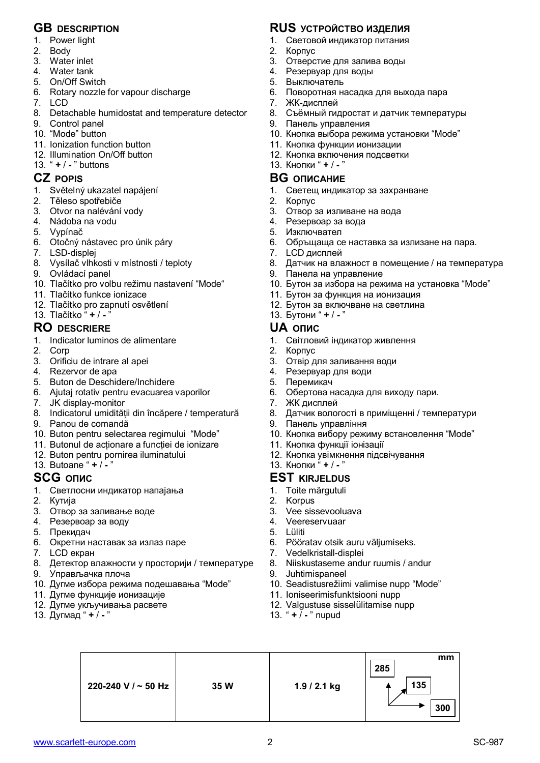## GB DESCRIPTION

1. Power light
2. Body
3. Water inlet
4. Water tank
5. On/Off Switch
6. Rotary nozzle for vapour discharge
7. LCD
8. Detachable humidostat and temperature detector
9. Control panel
10. "Mode" button
11. Ionization function button
12. Illumination On/Off button
13. " **+** / **-** " buttons

## CZ POPIS

1. Světelný ukazatel napájení
2. Těleso spotřebiče
3. Otvor na nalévání vody
4. Nádoba na vodu
5. Vypínač
6. Otočný nástavec pro únik páry
7. LSD-displej
8. Vysílač vlhkosti v místnosti / teploty
9. Ovládací panel
10. Tlačítko pro volbu režimu nastavení "Mode"
11. Tlačítko funkce ionizace
12. Tlačítko pro zapnutí osvětlení
13. Tlačítko " **+** / **-** "

## RO DESCRIERE

1. Indicator luminos de alimentare
2. Corp
3. Orificiu de intrare al apei
4. Rezervor de apa
5. Buton de Deschidere/Inchidere
6. Ajutaj rotativ pentru evacuarea vaporilor
7. JK display-monitor
8. Indicatorul umidității din încăpere / temperatură
9. Panou de comandă
10. Buton pentru selectarea regimului "Mode"
11. Butonul de acționare a funcției de ionizare
12. Buton pentru pornirea iluminatului
13. Butoane " **+** / **-** "

## SCG ОПИС

1. Светлосни индикатор напајања
2. Кутија
3. Отвор за заливање воде
4. Резервоар за воду
5. Прекидач
6. Окретни наставак за излаз паре
7. LCD екран
8. Детектор влажности у просторији / температуре
9. Управљачка плоча
10. Дугме избора режима подешавања "Mode"
11. Дугме функције ионизације
12. Дугме укључивања расвете
13. Дугмад " **+** / **-** "

## RUS УСТРОЙСТВО ИЗДЕЛИЯ

1. Световой индикатор питания
2. Корпус
3. Отверстие для залива воды
4. Резервуар для воды
5. Выключатель
6. Поворотная насадка для выхода пара
7. ЖК-дисплей
8. Съёмный гидростат и датчик температуры
9. Панель управления
10. Кнопка выбора режима установки "Mode"
11. Кнопка функции ионизации
12. Кнопка включения подсветки
13. Кнопки " **+** / **-** "

## BG ОПИСАНИЕ

1. Светещ индикатор за захранване
2. Корпус
3. Отвор за изливане на вода
4. Резервоар за вода
5. Изключвател
6. Обръщаща се наставка за излизане на пара.
7. LCD дисплей
8. Датчик на влажност в помещение / на температура
9. Панела на управление
10. Бутон за избора на режима на установка "Mode"
11. Бутон за функция на ионизация
12. Бутон за включване на светлина
13. Бутони " **+** / **-** "

## UA ОПИС

1. Світловий індикатор живлення
2. Корпус
3. Отвір для заливання води
4. Резервуар для води
5. Перемикач
6. Обертова насадка для виходу пари.
7. ЖК дисплей
8. Датчик вологості в приміщенні / температури
9. Панель управління
10. Кнопка вибору режиму встановлення "Mode"
11. Кнопка функції іонізації
12. Кнопка увімкнення підсвічування
13. Кнопки " **+** / **-** "

## EST KIRJELDUS

1. Toite märgutuli
2. Korpus
3. Vee sissevooluava
4. Veereservuaar
5. Lüliti
6. Pööratav otsik auru väljumiseks.
7. Vedelkristall-displei
8. Niiskustaseme andur ruumis / andur
9. Juhtimispaneel
10. Seadistusrežiimi valimise nupp "Mode"
11. Ioniseerimisfunktsiooni nupp
12. Valgustuse sisselülitamise nupp
13. " **+** / **-** " nupud

| | | | |
|---|---|---|---|
| **220-240 V / ~ 50 Hz** | **35 W** | **1.9 / 2.1 kg** | mm **285** **135** **300** |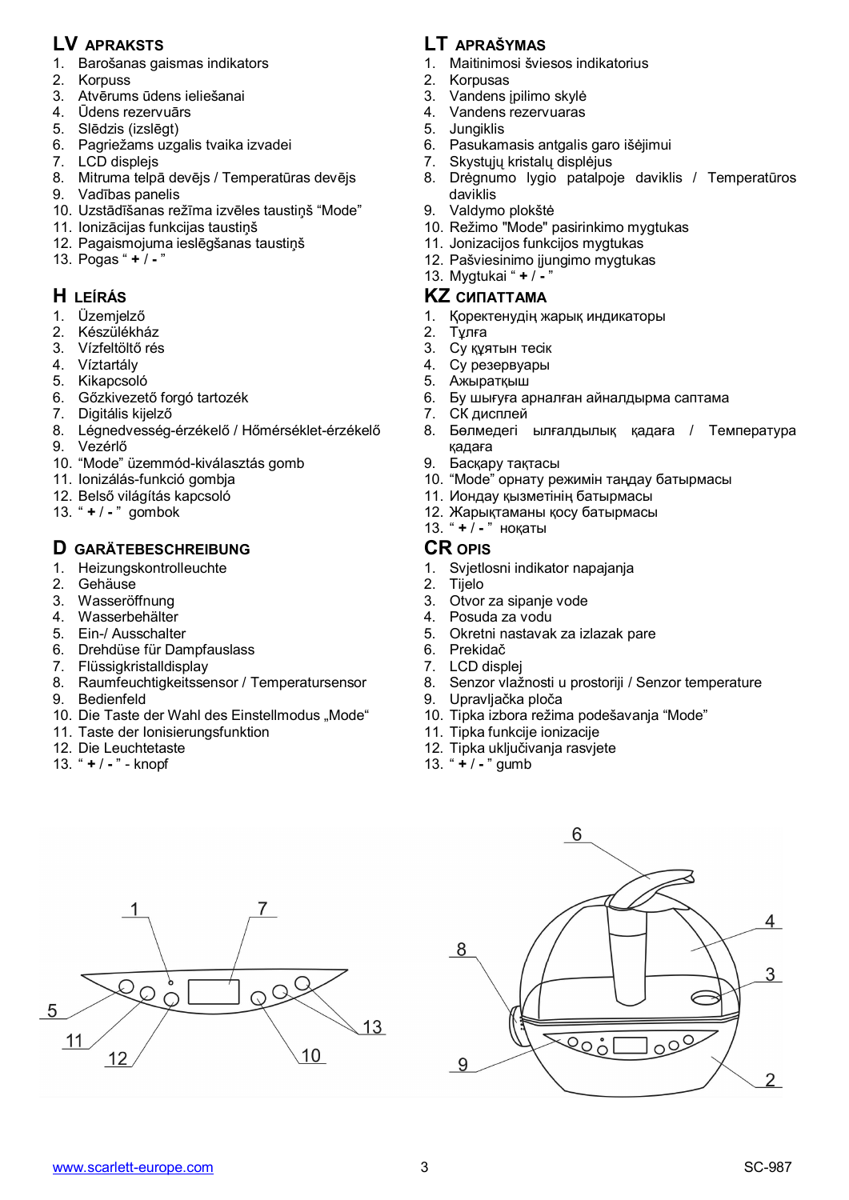## LV APRAKSTS

1. Barošanas gaismas indikators
2. Korpuss
3. Atvērums ūdens ieliešanai
4. Ūdens rezervuārs
5. Slēdzis (izslēgt)
6. Pagriežams uzgalis tvaika izvadei
7. LCD displejs
8. Mitruma telpā devējs / Temperatūras devējs
9. Vadības panelis
10. Uzstādīšanas režīma izvēles taustiņš “Mode”
11. Ionizācijas funkcijas taustiņš
12. Pagaismojuma ieslēgšanas taustiņš
13. Pogas “ **+** / **-** ”

## H LEÍRÁS

1. Üzemjelző
2. Készülékház
3. Vízfeltöltő rés
4. Víztartály
5. Kikapcsoló
6. Gőzkivezető forgó tartozék
7. Digitális kijelző
8. Légnedvesség-érzékelő / Hőmérséklet-érzékelő
9. Vezérlő
10. “Mode” üzemmód-kiválasztás gomb
11. Ionizálás-funkció gombja
12. Belső világítás kapcsoló
13. “ **+** / **-** ” gombok

## D GERÄTEBESCHREIBUNG

1. Heizungskontrolleuchte
2. Gehäuse
3. Wasseröffnung
4. Wasserbehälter
5. Ein-/ Ausschalter
6. Drehdüse für Dampfauslass
7. Flüssigkristalldisplay
8. Raumfeuchtigkeitssensor / Temperatursensor
9. Bedienfeld
10. Die Taste der Wahl des Einstellmodus „Mode“
11. Taste der Ionisierungsfunktion
12. Die Leuchtetaste
13. “ **+** / **-** ” - knopf

## LT APRAŠYMAS

1. Maitinimosi šviesos indikatorius
2. Korpusas
3. Vandens įpilimo skylė
4. Vandens rezervuaras
5. Jungiklis
6. Pasukamasis antgalis garo išėjimui
7. Skystųjų kristalų displėjus
8. Drėgnumo lygio patalpoje daviklis / Temperatūros daviklis
9. Valdymo plokštė
10. Režimo "Mode" pasirinkimo mygtukas
11. Jonizacijos funkcijos mygtukas
12. Pašviesinimo įjungimo mygtukas
13. Mygtukai “ **+** / **-** ”

## KZ СИПАТТАМА

1. Қоректенудің жарық индикаторы
2. Тұлға
3. Су құятын тесік
4. Су резервуары
5. Ажыратқыш
6. Бу шығуға арналған айналдырма саптама
7. СК дисплей
8. Бөлмедегі ылғалдылық қадаға / Температура қадаға
9. Басқару тақтасы
10. “Mode” орнату режимін таңдау батырмасы
11. Иондау қызметінің батырмасы
12. Жарықтаманы қосу батырмасы
13. “ **+** / **-** ” ноқаты

## CR OPIS

1. Svjetlosni indikator napajanja
2. Tijelo
3. Otvor za sipanje vode
4. Posuda za vodu
5. Okretni nastavak za izlazak pare
6. Prekidač
7. LCD displej
8. Senzor vlažnosti u prostoriji / Senzor temperature
9. Upravljačka ploča
10. Tipka izbora režima podešavanja “Mode”
11. Tipka funkcije ionizacije
12. Tipka uključivanja rasvjete
13. “ **+** / **-** ” gumb

1 7 5 11 12 10 13

6 4 8 3 9 2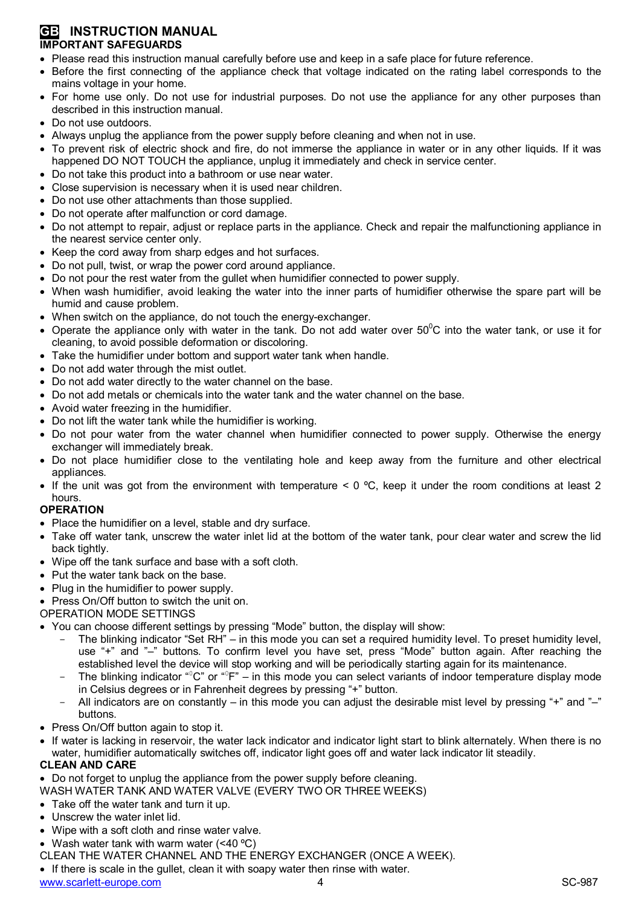# GB INSTRUCTION MANUAL

## IMPORTANT SAFEGUARDS

- Please read this instruction manual carefully before use and keep in a safe place for future reference.
- Before the first connecting of the appliance check that voltage indicated on the rating label corresponds to the mains voltage in your home.
- For home use only. Do not use for industrial purposes. Do not use the appliance for any other purposes than described in this instruction manual.
- Do not use outdoors.
- Always unplug the appliance from the power supply before cleaning and when not in use.
- To prevent risk of electric shock and fire, do not immerse the appliance in water or in any other liquids. If it was happened DO NOT TOUCH the appliance, unplug it immediately and check in service center.
- Do not take this product into a bathroom or use near water.
- Close supervision is necessary when it is used near children.
- Do not use other attachments than those supplied.
- Do not operate after malfunction or cord damage.
- Do not attempt to repair, adjust or replace parts in the appliance. Check and repair the malfunctioning appliance in the nearest service center only.
- Keep the cord away from sharp edges and hot surfaces.
- Do not pull, twist, or wrap the power cord around appliance.
- Do not pour the rest water from the gullet when humidifier connected to power supply.
- When wash humidifier, avoid leaking the water into the inner parts of humidifier otherwise the spare part will be humid and cause problem.
- When switch on the appliance, do not touch the energy-exchanger.
- Operate the appliance only with water in the tank. Do not add water over 50$^0$C into the water tank, or use it for cleaning, to avoid possible deformation or discoloring.
- Take the humidifier under bottom and support water tank when handle.
- Do not add water through the mist outlet.
- Do not add water directly to the water channel on the base.
- Do not add metals or chemicals into the water tank and the water channel on the base.
- Avoid water freezing in the humidifier.
- Do not lift the water tank while the humidifier is working.
- Do not pour water from the water channel when humidifier connected to power supply. Otherwise the energy exchanger will immediately break.
- Do not place humidifier close to the ventilating hole and keep away from the furniture and other electrical appliances.
- If the unit was got from the environment with temperature < 0 ºC, keep it under the room conditions at least 2 hours.

## OPERATION

- Place the humidifier on a level, stable and dry surface.
- Take off water tank, unscrew the water inlet lid at the bottom of the water tank, pour clear water and screw the lid back tightly.
- Wipe off the tank surface and base with a soft cloth.
- Put the water tank back on the base.
- Plug in the humidifier to power supply.
- Press On/Off button to switch the unit on.

OPERATION MODE SETTINGS

- You can choose different settings by pressing “Mode” button, the display will show:
  - The blinking indicator “Set RH” – in this mode you can set a required humidity level. To preset humidity level, use “+” and ”–” buttons. To confirm level you have set, press “Mode” button again. After reaching the established level the device will stop working and will be periodically starting again for its maintenance.
  - The blinking indicator “$^0$C” or “$^0$F” – in this mode you can select variants of indoor temperature display mode in Celsius degrees or in Fahrenheit degrees by pressing “+” button.
  - All indicators are on constantly – in this mode you can adjust the desirable mist level by pressing “+” and ”–” buttons.
- Press On/Off button again to stop it.
- If water is lacking in reservoir, the water lack indicator and indicator light start to blink alternately. When there is no water, humidifier automatically switches off, indicator light goes off and water lack indicator lit steadily.

## CLEAN AND CARE

- Do not forget to unplug the appliance from the power supply before cleaning.

WASH WATER TANK AND WATER VALVE (EVERY TWO OR THREE WEEKS)

- Take off the water tank and turn it up.
- Unscrew the water inlet lid.
- Wipe with a soft cloth and rinse water valve.
- Wash water tank with warm water (<40 ºC)

CLEAN THE WATER CHANNEL AND THE ENERGY EXCHANGER (ONCE A WEEK).

- If there is scale in the gullet, clean it with soapy water then rinse with water.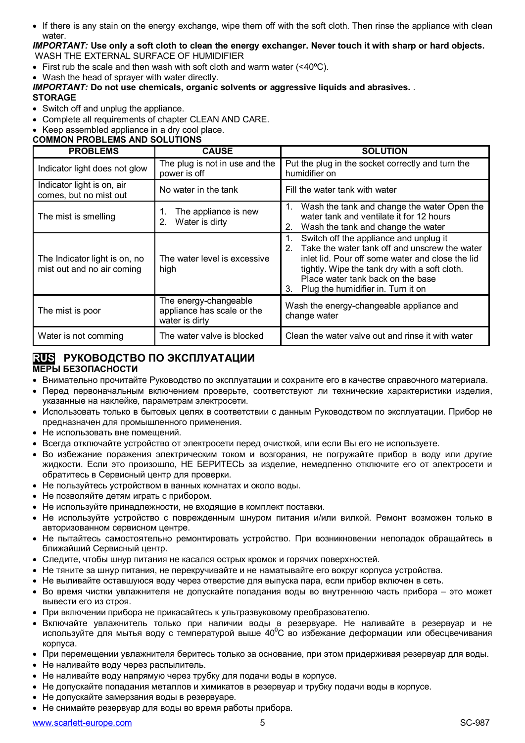- If there is any stain on the energy exchange, wipe them off with the soft cloth. Then rinse the appliance with clean water.

***IMPORTANT:*** **Use only a soft cloth to clean the energy exchanger. Never touch it with sharp or hard objects.**

WASH THE EXTERNAL SURFACE OF HUMIDIFIER

- First rub the scale and then wash with soft cloth and warm water (<40ºC).
- Wash the head of sprayer with water directly.

***IMPORTANT:*** **Do not use chemicals, organic solvents or aggressive liquids and abrasives.** .

**STORAGE**

- Switch off and unplug the appliance.
- Complete all requirements of chapter CLEAN AND CARE.
- Keep assembled appliance in a dry cool place.

**COMMON PROBLEMS AND SOLUTIONS**

| PROBLEMS | CAUSE | SOLUTION |
|---|---|---|
| Indicator light does not glow | The plug is not in use and the power is off | Put the plug in the socket correctly and turn the humidifier on |
| Indicator light is on, air comes, but no mist out | No water in the tank | Fill the water tank with water |
| The mist is smelling | 1. The appliance is new<br>2. Water is dirty | 1. Wash the tank and change the water Open the water tank and ventilate it for 12 hours<br>2. Wash the tank and change the water |
| The Indicator light is on, no mist out and no air coming | The water level is excessive high | 1. Switch off the appliance and unplug it<br>2. Take the water tank off and unscrew the water inlet lid. Pour off some water and close the lid tightly. Wipe the tank dry with a soft cloth. Place water tank back on the base<br>3. Plug the humidifier in. Turn it on |
| The mist is poor | The energy-changeable appliance has scale or the water is dirty | Wash the energy-changeable appliance and change water |
| Water is not comming | The water valve is blocked | Clean the water valve out and rinse it with water |

## RUS РУКОВОДСТВО ПО ЭКСПЛУАТАЦИИ

**МЕРЫ БЕЗОПАСНОСТИ**

- Внимательно прочитайте Руководство по эксплуатации и сохраните его в качестве справочного материала.
- Перед первоначальным включением проверьте, соответствуют ли технические характеристики изделия, указанные на наклейке, параметрам электросети.
- Использовать только в бытовых целях в соответствии с данным Руководством по эксплуатации. Прибор не предназначен для промышленного применения.
- Не использовать вне помещений.
- Всегда отключайте устройство от электросети перед очисткой, или если Вы его не используете.
- Во избежание поражения электрическим током и возгорания, не погружайте прибор в воду или другие жидкости. Если это произошло, НЕ БЕРИТЕСЬ за изделие, немедленно отключите его от электросети и обратитесь в Сервисный центр для проверки.
- Не пользуйтесь устройством в ванных комнатах и около воды.
- Не позволяйте детям играть с прибором.
- Не используйте принадлежности, не входящие в комплект поставки.
- Не используйте устройство с поврежденным шнуром питания и/или вилкой. Ремонт возможен только в авторизованном сервисном центре.
- Не пытайтесь самостоятельно ремонтировать устройство. При возникновении неполадок обращайтесь в ближайший Сервисный центр.
- Следите, чтобы шнур питания не касался острых кромок и горячих поверхностей.
- Не тяните за шнур питания, не перекручивайте и не наматывайте его вокруг корпуса устройства.
- Не выливайте оставшуюся воду через отверстие для выпуска пара, если прибор включен в сеть.
- Во время чистки увлажнителя не допускайте попадания воды во внутреннюю часть прибора – это может вывести его из строя.
- При включении прибора не прикасайтесь к ультразвуковому преобразователю.
- Включайте увлажнитель только при наличии воды в резервуаре. Не наливайте в резервуар и не используйте для мытья воду с температурой выше 40$^0$С во избежание деформации или обесцвечивания корпуса.
- При перемещении увлажнителя беритесь только за основание, при этом придерживая резервуар для воды.
- Не наливайте воду через распылитель.
- Не наливайте воду напрямую через трубку для подачи воды в корпусе.
- Не допускайте попадания металлов и химикатов в резервуар и трубку подачи воды в корпусе.
- Не допускайте замерзания воды в резервуаре.
- Не снимайте резервуар для воды во время работы прибора.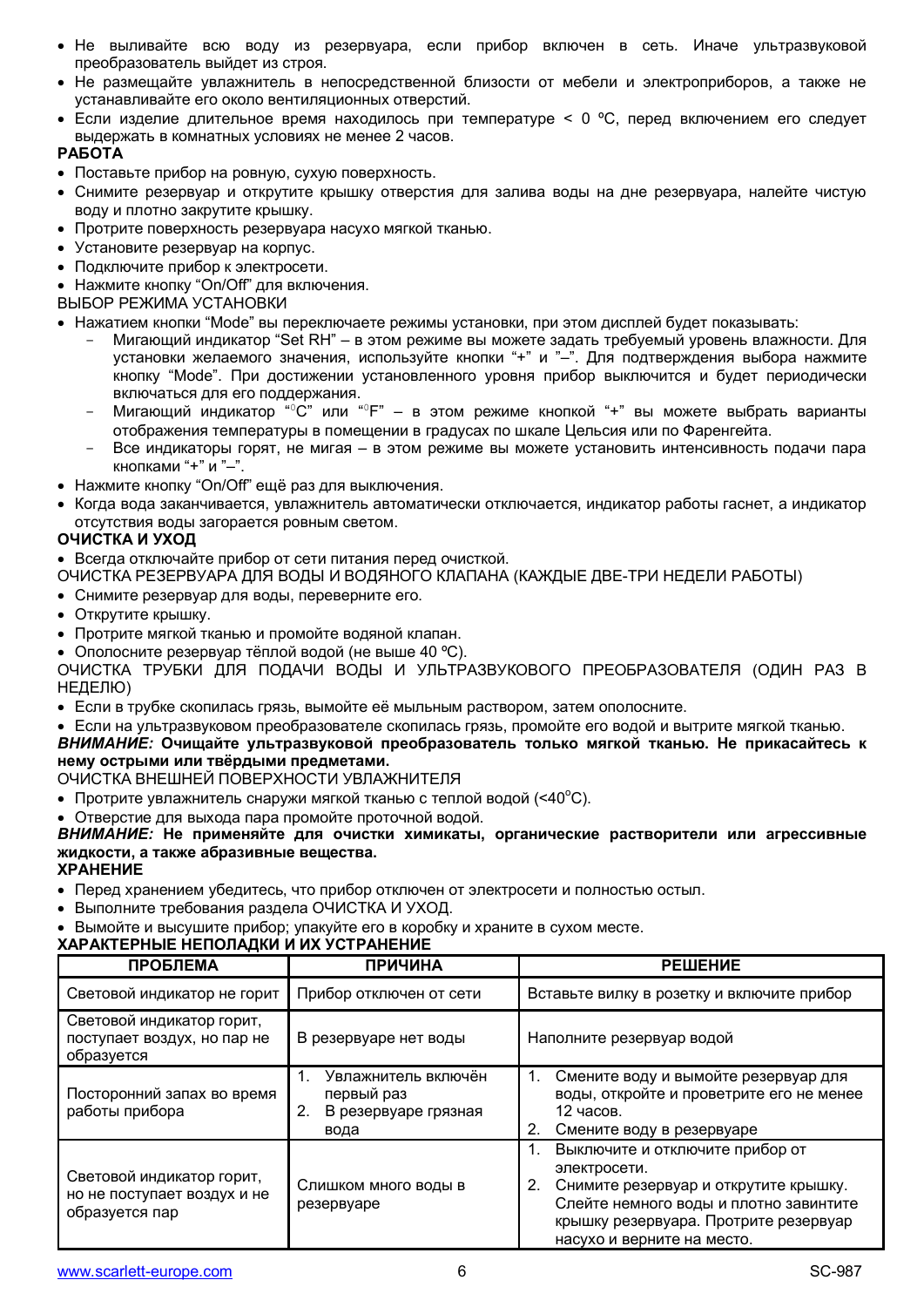- Не выливайте всю воду из резервуара, если прибор включен в сеть. Иначе ультразвуковой преобразователь выйдет из строя.
- Не размещайте увлажнитель в непосредственной близости от мебели и электроприборов, а также не устанавливайте его около вентиляционных отверстий.
- Если изделие длительное время находилось при температуре < 0 ºC, перед включением его следует выдержать в комнатных условиях не менее 2 часов.

**РАБОТА**

- Поставьте прибор на ровную, сухую поверхность.
- Снимите резервуар и открутите крышку отверстия для залива воды на дне резервуара, налейте чистую воду и плотно закрутите крышку.
- Протрите поверхность резервуара насухо мягкой тканью.
- Установите резервуар на корпус.
- Подключите прибор к электросети.
- Нажмите кнопку “On/Off” для включения.

ВЫБОР РЕЖИМА УСТАНОВКИ

- Нажатием кнопки “Mode” вы переключаете режимы установки, при этом дисплей будет показывать:
  - Мигающий индикатор “Set RH” – в этом режиме вы можете задать требуемый уровень влажности. Для установки желаемого значения, используйте кнопки “+” и ”–”. Для подтверждения выбора нажмите кнопку “Mode”. При достижении установленного уровня прибор выключится и будет периодически включаться для его поддержания.
  - Мигающий индикатор “°C” или “°F” – в этом режиме кнопкой “+” вы можете выбрать варианты отображения температуры в помещении в градусах по шкале Цельсия или по Фаренгейта.
  - Все индикаторы горят, не мигая – в этом режиме вы можете установить интенсивность подачи пара кнопками “+” и ”–”.
- Нажмите кнопку “On/Off” ещё раз для выключения.
- Когда вода заканчивается, увлажнитель автоматически отключается, индикатор работы гаснет, а индикатор отсутствия воды загорается ровным светом.

**ОЧИСТКА И УХОД**

- Всегда отключайте прибор от сети питания перед очисткой.

ОЧИСТКА РЕЗЕРВУАРА ДЛЯ ВОДЫ И ВОДЯНОГО КЛАПАНА (КАЖДЫЕ ДВЕ-ТРИ НЕДЕЛИ РАБОТЫ)

- Снимите резервуар для воды, переверните его.
- Открутите крышку.
- Протрите мягкой тканью и промойте водяной клапан.
- Ополосните резервуар тёплой водой (не выше 40 ºC).

ОЧИСТКА ТРУБКИ ДЛЯ ПОДАЧИ ВОДЫ И УЛЬТРАЗВУКОВОГО ПРЕОБРАЗОВАТЕЛЯ (ОДИН РАЗ В НЕДЕЛЮ)

- Если в трубке скопилась грязь, вымойте её мыльным раствором, затем ополосните.
- Если на ультразвуковом преобразователе скопилась грязь, промойте его водой и вытрите мягкой тканью.

***ВНИМАНИЕ:*** **Очищайте ультразвуковой преобразователь только мягкой тканью. Не прикасайтесь к нему острыми или твёрдыми предметами.**

ОЧИСТКА ВНЕШНЕЙ ПОВЕРХНОСТИ УВЛАЖНИТЕЛЯ

- Протрите увлажнитель снаружи мягкой тканью с теплой водой (<40°C).
- Отверстие для выхода пара промойте проточной водой.

***ВНИМАНИЕ:*** **Не применяйте для очистки химикаты, органические растворители или агрессивные жидкости, а также абразивные вещества.**

**ХРАНЕНИЕ**

- Перед хранением убедитесь, что прибор отключен от электросети и полностью остыл.
- Выполните требования раздела ОЧИСТКА И УХОД.
- Вымойте и высушите прибор; упакуйте его в коробку и храните в сухом месте.

**ХАРАКТЕРНЫЕ НЕПОЛАДКИ И ИХ УСТРАНЕНИЕ**

| ПРОБЛЕМА | ПРИЧИНА | РЕШЕНИЕ |
|---|---|---|
| Световой индикатор не горит | Прибор отключен от сети | Вставьте вилку в розетку и включите прибор |
| Световой индикатор горит, поступает воздух, но пар не образуется | В резервуаре нет воды | Наполните резервуар водой |
| Посторонний запах во время работы прибора | 1. Увлажнитель включён первый раз<br>2. В резервуаре грязная вода | 1. Смените воду и вымойте резервуар для воды, откройте и проветрите его не менее 12 часов.<br>2. Смените воду в резервуаре |
| Световой индикатор горит, но не поступает воздух и не образуется пар | Слишком много воды в резервуаре | 1. Выключите и отключите прибор от электросети.<br>2. Снимите резервуар и открутите крышку. Слейте немного воды и плотно завинтите крышку резервуара. Протрите резервуар насухо и верните на место. |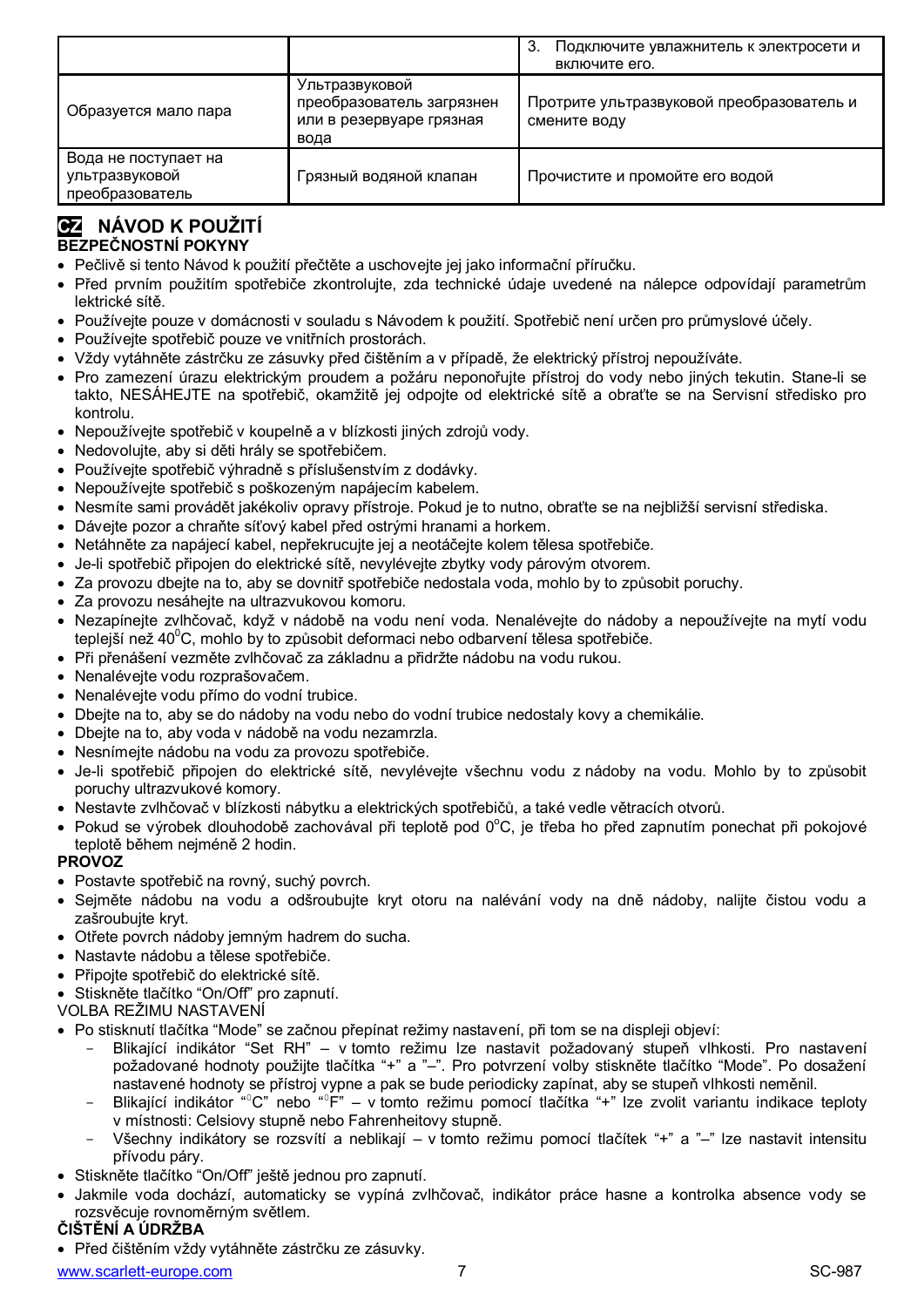| | | |
|---|---|---|
| | | 3. Подключите увлажнитель к электросети и включите его. |
| Образуется мало пара | Ультразвуковой преобразователь загрязнен или в резервуаре грязная вода | Протрите ультразвуковой преобразователь и смените воду |
| Вода не поступает на ультразвуковой преобразователь | Грязный водяной клапан | Прочистите и промойте его водой |

## CZ NÁVOD K POUŽITÍ

**BEZPEČNOSTNÍ POKYNY**

- Pečlivě si tento Návod k použití přečtěte a uschovejte jej jako informační příručku.
- Před prvním použitím spotřebiče zkontrolujte, zda technické údaje uvedené na nálepce odpovídají parametrům lektrické sítě.
- Používejte pouze v domácnosti v souladu s Návodem k použití. Spotřebič není určen pro průmyslové účely.
- Používejte spotřebič pouze ve vnitřních prostorách.
- Vždy vytáhněte zástrčku ze zásuvky před čištěním a v případě, že elektrický přístroj nepoužíváte.
- Pro zamezení úrazu elektrickým proudem a požáru neponořujte přístroj do vody nebo jiných tekutin. Stane-li se takto, NESÁHEJTE na spotřebič, okamžitě jej odpojte od elektrické sítě a obraťte se na Servisní středisko pro kontrolu.
- Nepoužívejte spotřebič v koupelně a v blízkosti jiných zdrojů vody.
- Nedovolujte, aby si děti hrály se spotřebičem.
- Používejte spotřebič výhradně s příslušenstvím z dodávky.
- Nepoužívejte spotřebič s poškozeným napájecím kabelem.
- Nesmíte sami provádět jakékoliv opravy přístroje. Pokud je to nutno, obraťte se na nejbližší servisní střediska.
- Dávejte pozor a chraňte síťový kabel před ostrými hranami a horkem.
- Netáhněte za napájecí kabel, nepřekrucujte jej a neotáčejte kolem tělesa spotřebiče.
- Je-li spotřebič připojen do elektrické sítě, nevylévejte zbytky vody párovým otvorem.
- Za provozu dbejte na to, aby se dovnitř spotřebiče nedostala voda, mohlo by to způsobit poruchy.
- Za provozu nesáhejte na ultrazvukovou komoru.
- Nezapínejte zvlhčovač, když v nádobě na vodu není voda. Nenalévejte do nádoby a nepoužívejte na mytí vodu teplejší než 40°C, mohlo by to způsobit deformaci nebo odbarvení tělesa spotřebiče.
- Při přenášení vezměte zvlhčovač za základnu a přidržte nádobu na vodu rukou.
- Nenalévejte vodu rozprašovačem.
- Nenalévejte vodu přímo do vodní trubice.
- Dbejte na to, aby se do nádoby na vodu nebo do vodní trubice nedostaly kovy a chemikálie.
- Dbejte na to, aby voda v nádobě na vodu nezamrzla.
- Nesnímejte nádobu na vodu za provozu spotřebiče.
- Je-li spotřebič připojen do elektrické sítě, nevylévejte všechnu vodu z nádoby na vodu. Mohlo by to způsobit poruchy ultrazvukové komory.
- Nestavte zvlhčovač v blízkosti nábytku a elektrických spotřebičů, a také vedle větracích otvorů.
- Pokud se výrobek dlouhodobě zachovával při teplotě pod 0°C, je třeba ho před zapnutím ponechat při pokojové teplotě během nejméně 2 hodin.

**PROVOZ**

- Postavte spotřebič na rovný, suchý povrch.
- Sejměte nádobu na vodu a odšroubujte kryt otoru na nalévání vody na dně nádoby, nalijte čistou vodu a zašroubujte kryt.
- Otřete povrch nádoby jemným hadrem do sucha.
- Nastavte nádobu a tělese spotřebiče.
- Připojte spotřebič do elektrické sítě.
- Stiskněte tlačítko "On/Off" pro zapnutí.

VOLBA REŽIMU NASTAVENÍ

- Po stisknutí tlačítka "Mode" se začnou přepínat režimy nastavení, při tom se na displeji objeví:
  - Blikající indikátor "Set RH" – v tomto režimu lze nastavit požadovaný stupeň vlhkosti. Pro nastavení požadované hodnoty použijte tlačítka "+" a "–". Pro potvrzení volby stiskněte tlačítko "Mode". Po dosažení nastavené hodnoty se přístroj vypne a pak se bude periodicky zapínat, aby se stupeň vlhkosti neměnil.
  - Blikající indikátor "°C" nebo "°F" – v tomto režimu pomocí tlačítka "+" lze zvolit variantu indikace teploty v místnosti: Celsiovy stupně nebo Fahrenheitovy stupně.
  - Všechny indikátory se rozsvítí a neblikají – v tomto režimu pomocí tlačítek "+" a "–" lze nastavit intensitu přívodu páry.
- Stiskněte tlačítko "On/Off" ještě jednou pro zapnutí.
- Jakmile voda dochází, automaticky se vypíná zvlhčovač, indikátor práce hasne a kontrolka absence vody se rozsvěcuje rovnoměrným světlem.

**ČIŠTĚNÍ A ÚDRŽBA**

- Před čištěním vždy vytáhněte zástrčku ze zásuvky.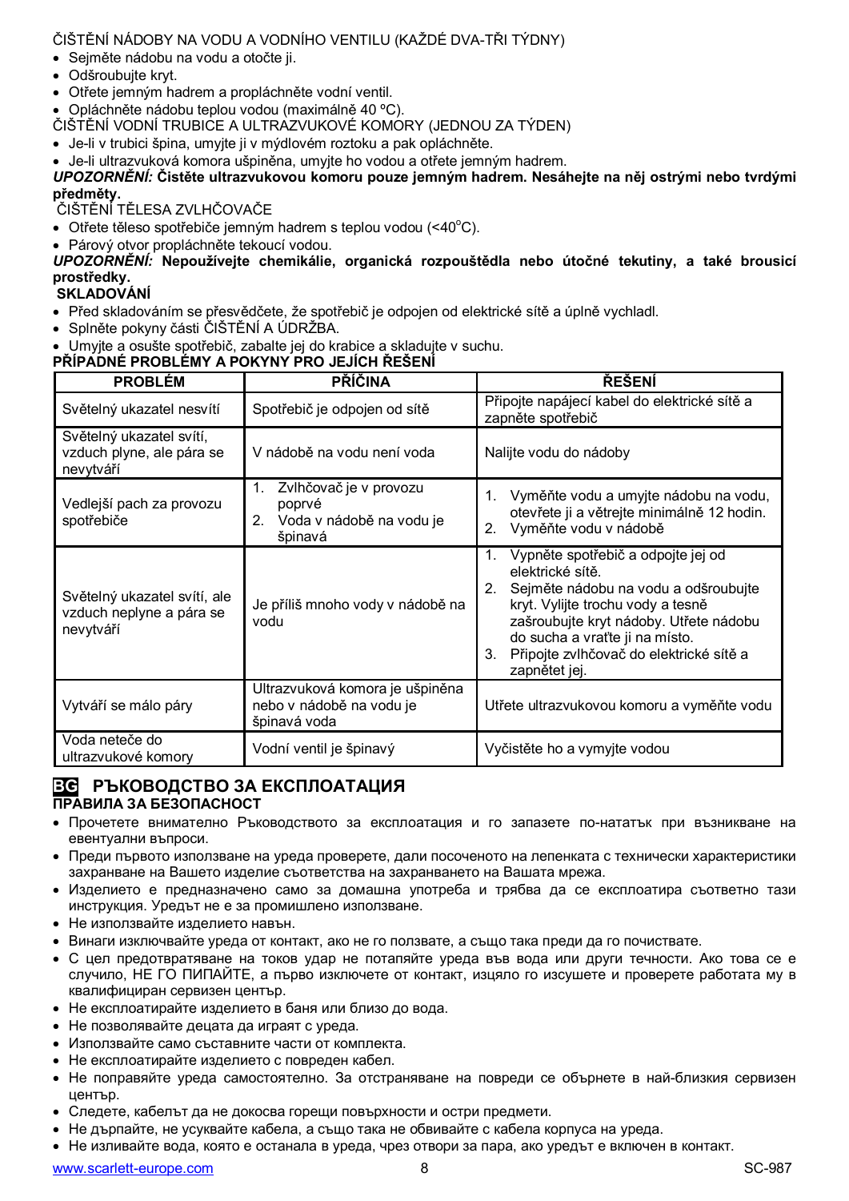ČIŠTĚNÍ NÁDOBY NA VODU A VODNÍHO VENTILU (KAŽDÉ DVA-TŘI TÝDNY)

- Sejměte nádobu na vodu a otočte ji.
- Odšroubujte kryt.
- Otřete jemným hadrem a propláchněte vodní ventil.
- Opláchněte nádobu teplou vodou (maximálně 40 ºC).

ČIŠTĚNÍ VODNÍ TRUBICE A ULTRAZVUKOVÉ KOMORY (JEDNOU ZA TÝDEN)

- Je-li v trubici špína, umyjte ji v mýdlovém roztoku a pak opláchněte.
- Je-li ultrazvuková komora ušpiněna, umyjte ho vodou a otřete jemným hadrem.

***UPOZORNĚNÍ:*** **Čistěte ultrazvukovou komoru pouze jemným hadrem. Nesáhejte na něj ostrými nebo tvrdými předměty.**

ČIŠTĚNÍ TĚLESA ZVLHČOVAČE

- Otřete těleso spotřebiče jemným hadrem s teplou vodou (<40°C).
- Párový otvor propláchněte tekoucí vodou.

***UPOZORNĚNÍ:*** **Nepoužívejte chemikálie, organická rozpouštědla nebo útočné tekutiny, a také brousicí prostředky.**

**SKLADOVÁNÍ**

- Před skladováním se přesvědčete, že spotřebič je odpojen od elektrické sítě a úplně vychladl.
- Splněte pokyny části ČIŠTĚNÍ A ÚDRŽBA.
- Umyjte a osušte spotřebič, zabalte jej do krabice a skladujte v suchu.

**PŘÍPADNÉ PROBLÉMY A POKYNY PRO JEJICH ŘEŠENÍ**

| PROBLÉM | PŘÍČINA | ŘEŠENÍ |
|---|---|---|
| Světelný ukazatel nesvítí | Spotřebič je odpojen od sítě | Připojte napájecí kabel do elektrické sítě a zapněte spotřebič |
| Světelný ukazatel svítí, vzduch plyne, ale pára se nevytváří | V nádobě na vodu není voda | Nalijte vodu do nádoby |
| Vedlejší pach za provozu spotřebiče | 1. Zvlhčovač je v provozu poprvé<br>2. Voda v nádobě na vodu je špinavá | 1. Vyměňte vodu a umyjte nádobu na vodu, otevřete ji a větrejte minimálně 12 hodin.<br>2. Vyměňte vodu v nádobě |
| Světelný ukazatel svítí, ale vzduch neplyne a pára se nevytváří | Je příliš mnoho vody v nádobě na vodu | 1. Vypněte spotřebič a odpojte jej od elektrické sítě.<br>2. Sejměte nádobu na vodu a odšroubujte kryt. Vylijte trochu vody a tesně zašroubujte kryt nádoby. Utřete nádobu do sucha a vraťte ji na místo.<br>3. Připojte zvlhčovač do elektrické sítě a zapnětet jej. |
| Vytváří se málo páry | Ultrazvuková komora je ušpiněna nebo v nádobě na vodu je špinavá voda | Utřete ultrazvukovou komoru a vyměňte vodu |
| Voda neteče do ultrazvukové komory | Vodní ventil je špinavý | Vyčistěte ho a vymyjte vodou |

## BG РЪКОВОДСТВО ЗА ЕКСПЛОАТАЦИЯ

**ПРАВИЛА ЗА БЕЗОПАСНОСТ**

- Прочетете внимателно Ръководството за експлоатация и го запазете по-нататък при възникване на евентуални въпроси.
- Преди първото използване на уреда проверете, дали посоченото на лепенката с технически характеристики захранване на Вашето изделие съответства на захранването на Вашата мрежа.
- Изделието е предназначено само за домашна употреба и трябва да се експлоатира съответно тази инструкция. Уредът не е за промишлено използване.
- Не използвайте изделието навън.
- Винаги изключвайте уреда от контакт, ако не го ползвате, а също така преди да го почиствате.
- С цел предотвратяване на токов удар не потапяйте уреда във вода или други течности. Ако това се е случило, НЕ ГО ПИПАЙТЕ, а първо изключете от контакт, изцяло го изсушете и проверете работата му в квалифициран сервизен център.
- Не експлоатирайте изделието в баня или близо до вода.
- Не позволявайте децата да играят с уреда.
- Използвайте само съставните части от комплекта.
- Не експлоатирайте изделието с повреден кабел.
- Не поправяйте уреда самостоятелно. За отстраняване на повреди се обърнете в най-близкия сервизен център.
- Следете, кабелът да не докосва горещи повърхности и остри предмети.
- Не дърпайте, не усуквайте кабела, а също така не обвивайте с кабела корпуса на уреда.
- Не изливайте вода, която е останала в уреда, чрез отвори за пара, ако уредът е включен в контакт.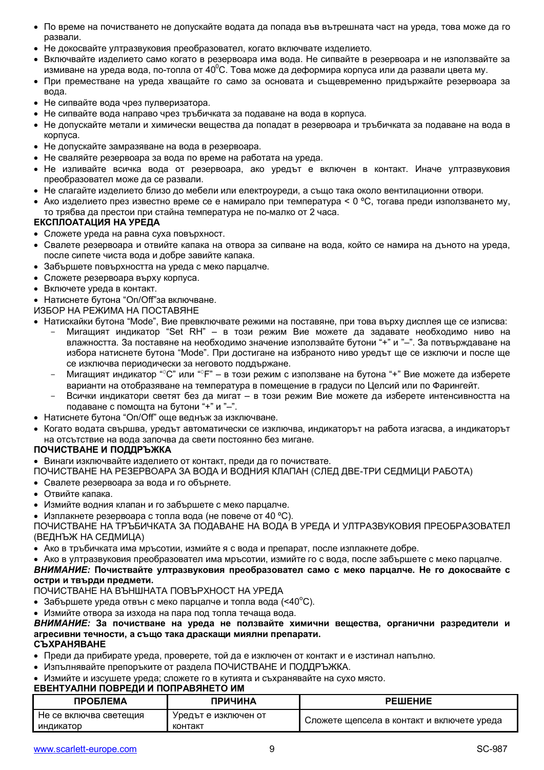- По време на почистването не допускайте водата да попада във вътрешната част на уреда, това може да го развали.
- Не докосвайте ултразвуковия преобразовател, когато включвате изделието.
- Включвайте изделието само когато в резервоара има вода. Не сипвайте в резервоара и не използвайте за измиване на уреда вода, по-топла от 40°C. Това може да деформира корпуса или да развали цвета му.
- При преместване на уреда хващайте го само за основата и същевременно придържайте резервоара за вода.
- Не сипвайте вода чрез пулверизатора.
- Не сипвайте вода направо чрез тръбичката за подаване на вода в корпуса.
- Не допускайте метали и химически вещества да попадат в резервоара и тръбичката за подаване на вода в корпуса.
- Не допускайте замразяване на вода в резервоара.
- Не сваляйте резервоара за вода по време на работата на уреда.
- Не изливайте всичка вода от резервоара, ако уредът е включен в контакт. Иначе ултразвуковия преобразовател може да се развали.
- Не слагайте изделието близо до мебели или електроуреди, а също така около вентилационни отвори.
- Ако изделието през известно време се е намирало при температура < 0 ºC, тогава преди използването му, то трябва да престои при стайна температура не по-малко от 2 часа.

**ЕКСПЛОАТАЦИЯ НА УРЕДА**

- Сложете уреда на равна суха повърхност.
- Свалете резервоара и отвийте капака на отвора за сипване на вода, който се намира на дъното на уреда, после сипете чиста вода и добре завийте капака.
- Забършете повърхността на уреда с меко парцалче.
- Сложете резервоара върху корпуса.
- Включете уреда в контакт.
- Натиснете бутона "On/Off"за включване.

ИЗБОР НА РЕЖИМА НА ПОСТАВЯНЕ

- Натискайки бутона "Mode", Вие превключвате режими на поставяне, при това върху дисплея ще се изписва:
  - Мигащият индикатор "Set RH" – в този режим Вие можете да задавате необходимо ниво на влажността. За поставяне на необходимо значение използвайте бутони "+" и "–". За потвърждаване на избора натиснете бутона "Mode". При достигане на избраното ниво уредът ще се изключи и после ще се изключва периодически за неговото поддържане.
  - Мигащият индикатор "°C" или "°F" – в този режим с използване на бутона "+" Вие можете да изберете варианти на отобразяване на температура в помещение в градуси по Целсий или по Фарингейт.
  - Всички индикатори светят без да мигат – в този режим Вие можете да изберете интенсивността на подаване с помощта на бутони "+" и "–".
- Натиснете бутона "On/Off" още веднъж за изключване.
- Когато водата свършва, уредът автоматически се изключва, индикаторът на работа изгасва, а индикаторът на отсъствие на вода започва да свети постоянно без мигане.

**ПОЧИСТВАНЕ И ПОДДРЪЖКА**

- Винаги изключвайте изделието от контакт, преди да го почиствате.

ПОЧИСТВАНЕ НА РЕЗЕРВОАРА ЗА ВОДА И ВОДНИЯ КЛАПАН (СЛЕД ДВЕ-ТРИ СЕДМИЦИ РАБОТА)

- Свалете резервоара за вода и го обърнете.
- Отвийте капака.
- Измийте водния клапан и го забършете с меко парцалче.
- Изплакнете резервоара с топла вода (не повече от 40 ºC).

ПОЧИСТВАНЕ НА ТРЪБИЧКАТА ЗА ПОДАВАНЕ НА ВОДА В УРЕДА И УЛТРАЗВУКОВИЯ ПРЕОБРАЗОВАТЕЛ (ВЕДНЪЖ НА СЕДМИЦА)

- Ако в тръбичката има мръсотии, измийте я с вода и препарат, после изплакнете добре.
- Ако в ултразвуковия преобразовател има мръсотии, измийте го с вода, после забършете с меко парцалче.

***ВНИМАНИЕ:*** **Почиствайте ултразвуковия преобразовател само с меко парцалче. Не го докосвайте с остри и твърди предмети.**

ПОЧИСТВАНЕ НА ВЪНШНАТА ПОВЪРХНОСТ НА УРЕДА

- Забършете уреда отвън с меко парцалче и топла вода (<40°C).
- Измийте отвора за изхода на пара под топла течаща вода.

***ВНИМАНИЕ:*** **За почистване на уреда не ползвайте химични вещества, органични разредители и агресивни течности, а също така драскащи миялни препарати.**

**СЪХРАНЯВАНЕ**

- Преди да прибирате уреда, проверете, той да е изключен от контакт и е изстинал напълно.
- Изпълнявайте препоръките от раздела ПОЧИСТВАНЕ И ПОДДРЪЖКА.
- Измийте и изсушете уреда; сложете го в кутията и съхранявайте на сухо място.

**ЕВЕНТУАЛНИ ПОВРЕДИ И ПОПРАВЯНЕТО ИМ**

| ПРОБЛЕМА | ПРИЧИНА | РЕШЕНИЕ |
|---|---|---|
| Не се включва светещия индикатор | Уредът е изключен от контакт | Сложете щепсела в контакт и включете уреда |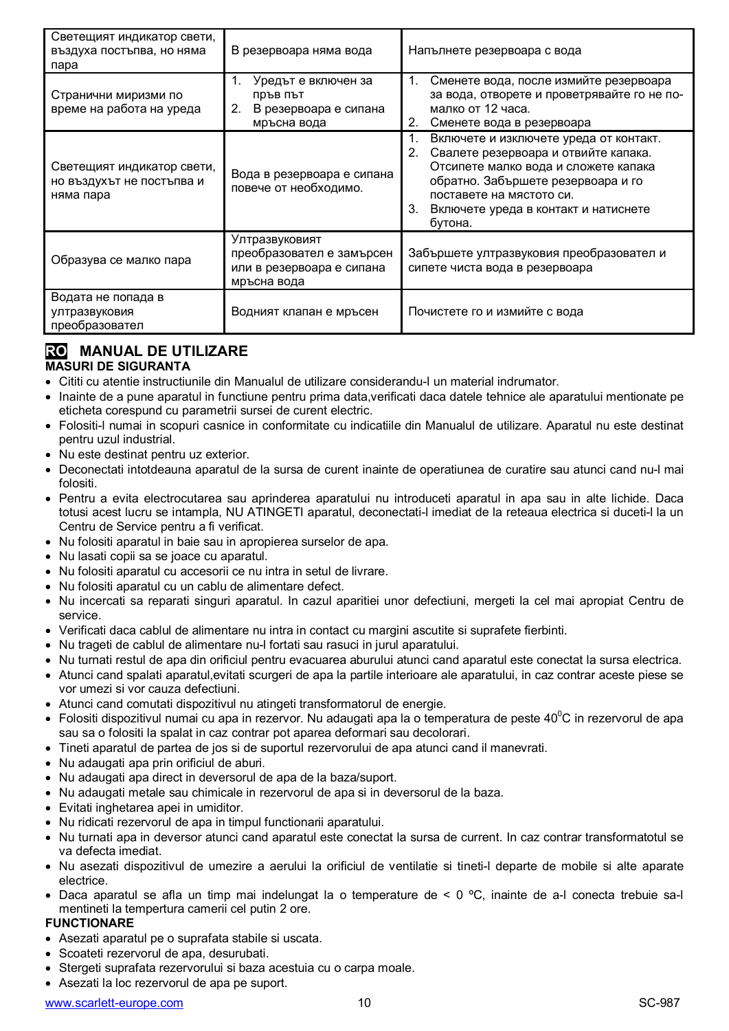| Светещият индикатор свети, въздуха постъпва, но няма пара | В резервоара няма вода | Напълнете резервоара с вода |
|---|---|---|
| Странични миризми по време на работа на уреда | 1. Уредът е включен за пръв път<br>2. В резервоара е сипана мръсна вода | 1. Сменете вода, после измийте резервоара за вода, отворете и проветрявайте го не по-малко от 12 часа.<br>2. Сменете вода в резервоара |
| Светещият индикатор свети, но въздухът не постъпва и няма пара | Вода в резервоара е сипана повече от необходимо. | 1. Включете и изключете уреда от контакт.<br>2. Свалете резервоара и отвийте капака. Отсипете малко вода и сложете капака обратно. Забършете резервоара и го поставете на мястото си.<br>3. Включете уреда в контакт и натиснете бутона. |
| Образува се малко пара | Ултразвуковият преобразовател е замърсен или в резервоара е сипана мръсна вода | Забършете ултразвуковия преобразовател и сипете чиста вода в резервоара |
| Водата не попада в ултразвуковия преобразовател | Водният клапан е мръсен | Почистете го и измийте с вода |

## RO MANUAL DE UTILIZARE

**MASURI DE SIGURANTA**

- Cititi cu atentie instructiunile din Manualul de utilizare considerandu-l un material indrumator.
- Inainte de a pune aparatul in functiune pentru prima data,verificati daca datele tehnice ale aparatului mentionate pe eticheta corespund cu parametrii sursei de curent electric.
- Folositi-l numai in scopuri casnice in conformitate cu indicatiile din Manualul de utilizare. Aparatul nu este destinat pentru uzul industrial.
- Nu este destinat pentru uz exterior.
- Deconectati intotdeauna aparatul de la sursa de curent inainte de operatiunea de curatire sau atunci cand nu-l mai folositi.
- Pentru a evita electrocutarea sau aprinderea aparatului nu introduceti aparatul in apa sau in alte lichide. Daca totusi acest lucru se intampla, NU ATINGETI aparatul, deconectati-l imediat de la reteaua electrica si duceti-l la un Centru de Service pentru a fi verificat.
- Nu folositi aparatul in baie sau in apropierea surselor de apa.
- Nu lasati copii sa se joace cu aparatul.
- Nu folositi aparatul cu accesorii ce nu intra in setul de livrare.
- Nu folositi aparatul cu un cablu de alimentare defect.
- Nu incercati sa reparati singuri aparatul. In cazul aparitiei unor defectiuni, mergeti la cel mai apropiat Centru de service.
- Verificati daca cablul de alimentare nu intra in contact cu margini ascutite si suprafete fierbinti.
- Nu trageti de cablul de alimentare nu-l fortati sau rasuci in jurul aparatului.
- Nu turnati restul de apa din orificiul pentru evacuarea aburului atunci cand aparatul este conectat la sursa electrica.
- Atunci cand spalati aparatul,evitati scurgeri de apa la partile interioare ale aparatului, in caz contrar aceste piese se vor umezi si vor cauza defectiuni.
- Atunci cand comutati dispozitivul nu atingeti transformatorul de energie.
- Folositi dispozitivul numai cu apa in rezervor. Nu adaugati apa la o temperatura de peste 40$^0$C in rezervorul de apa sau sa o folositi la spalat in caz contrar pot aparea deformari sau decolorari.
- Tineti aparatul de partea de jos si de suportul rezervorului de apa atunci cand il manevrati.
- Nu adaugati apa prin orificiul de aburi.
- Nu adaugati apa direct in deversorul de apa de la baza/suport.
- Nu adaugati metale sau chimicale in rezervorul de apa si in deversorul de la baza.
- Evitati inghetarea apei in umiditor.
- Nu ridicati rezervorul de apa in timpul functionarii aparatului.
- Nu turnati apa in deversor atunci cand aparatul este conectat la sursa de current. In caz contrar transformatotul se va defecta imediat.
- Nu asezati dispozitivul de umezire a aerului la orificiul de ventilatie si tineti-l departe de mobile si alte aparate electrice.
- Daca aparatul se afla un timp mai indelungat la o temperature de < 0 ºC, inainte de a-l conecta trebuie sa-l mentineti la tempertura camerii cel putin 2 ore.

**FUNCTIONARE**

- Asezati aparatul pe o suprafata stabile si uscata.
- Scoateti rezervorul de apa, desurubati.
- Stergeti suprafata rezervorului si baza acestuia cu o carpa moale.
- Asezati la loc rezervorul de apa pe suport.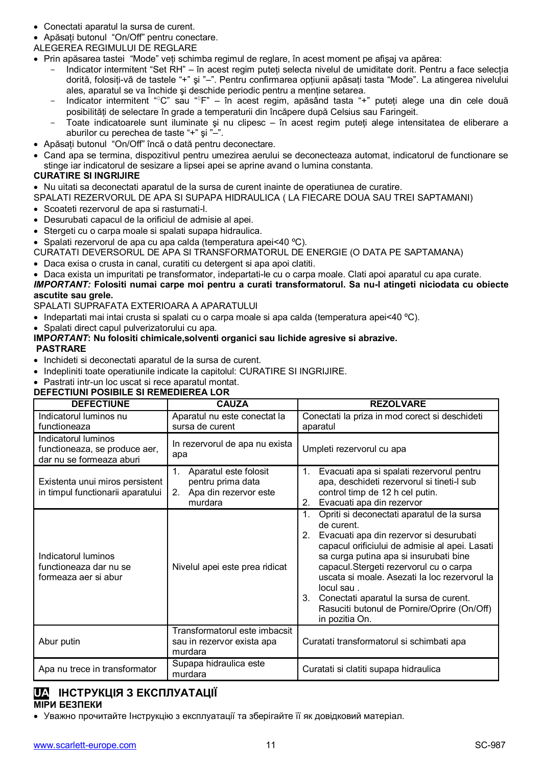- Conectati aparatul la sursa de curent.
- Apăsați butonul "On/Off" pentru conectare.

ALEGEREA REGIMULUI DE REGLARE

- Prin apăsarea tastei "Mode" veți schimba regimul de reglare, în acest moment pe afișaj va apărea:
  - Indicator intermitent "Set RH" – în acest regim puteți selecta nivelul de umiditate dorit. Pentru a face selecția dorită, folosiți-vă de tastele "+" şi "–". Pentru confirmarea opțiunii apăsați tasta "Mode". La atingerea nivelului ales, aparatul se va închide şi deschide periodic pentru a menține setarea.
  - Indicator intermitent "°C" sau "°F" – în acest regim, apăsând tasta "+" puteți alege una din cele două posibilități de selectare în grade a temperaturii din încăpere după Celsius sau Faringeit.
  - Toate indicatoarele sunt iluminate şi nu clipesc – în acest regim puteți alege intensitatea de eliberare a aburilor cu perechea de taste "+" şi "–".
- Apăsați butonul "On/Off" încă o dată pentru deconectare.
- Cand apa se termina, dispozitivul pentru umezirea aerului se deconecteaza automat, indicatorul de functionare se stinge iar indicatorul de sesizare a lipsei apei se aprine avand o lumina constanta.

**CURATIRE SI INGRIJIRE**

- Nu uitati sa deconectati aparatul de la sursa de curent inainte de operatiunea de curatire.

SPALATI REZERVORUL DE APA SI SUPAPA HIDRAULICA ( LA FIECARE DOUA SAU TREI SAPTAMANI)

- Scoateti rezervorul de apa si rasturnati-l.
- Desurubati capacul de la orificiul de admisie al apei.
- Stergeti cu o carpa moale si spalati supapa hidraulica.
- Spalati rezervorul de apa cu apa calda (temperatura apei<40 ºC).

CURATATI DEVERSORUL DE APA SI TRANSFORMATORUL DE ENERGIE (O DATA PE SAPTAMANA)

- Daca exisa o crusta in canal, curatiti cu detergent si apa apoi clatiti.
- Daca exista un impuritati pe transformator, indepartati-le cu o carpa moale. Clati apoi aparatul cu apa curate.

***IMPORTANT:* Folositi numai carpe moi pentru a curati transformatorul. Sa nu-l atingeti niciodata cu obiecte ascutite sau grele.**

SPALATI SUPRAFATA EXTERIOARA A APARATULUI

- Indepartati mai intai crusta si spalati cu o carpa moale si apa calda (temperatura apei<40 ºC).
- Spalati direct capul pulverizatorului cu apa.

**IMP*ORTANT*: Nu folositi chimicale,solventi organici sau lichide agresive si abrazive.**

**PASTRARE**

- Inchideti si deconectati aparatul de la sursa de curent.
- Indepliniti toate operatiunile indicate la capitolul: CURATIRE SI INGRIJIRE.
- Pastrati intr-un loc uscat si rece aparatul montat.

**DEFECTIUNI POSIBILE SI REMEDIEREA LOR**

| DEFECTIUNE | CAUZA | REZOLVARE |
|---|---|---|
| Indicatorul luminos nu functioneaza | Aparatul nu este conectat la sursa de curent | Conectati la priza in mod corect si deschideti aparatul |
| Indicatorul luminos functioneaza, se produce aer, dar nu se formeaza aburi | In rezervorul de apa nu exista apa | Umpleti rezervorul cu apa |
| Existenta unui miros persistent in timpul functionarii aparatului | 1. Aparatul este folosit pentru prima data<br>2. Apa din rezervor este murdara | 1. Evacuati apa si spalati rezervorul pentru apa, deschideti rezervorul si tineti-l sub control timp de 12 h cel putin.<br>2. Evacuati apa din rezervor |
| Indicatorul luminos functioneaza dar nu se formeaza aer si abur | Nivelul apei este prea ridicat | 1. Opriti si deconectati aparatul de la sursa de curent.<br>2. Evacuati apa din rezervor si desurubati capacul orificiului de admisie al apei. Lasati sa curga putina apa si insurubati bine capacul.Stergeti rezervorul cu o carpa uscata si moale. Asezati la loc rezervorul la locul sau .<br>3. Conectati aparatul la sursa de curent. Rasuciti butonul de Pornire/Oprire (On/Off) in pozitia On. |
| Abur putin | Transformatorul este imbacsit sau in rezervor exista apa murdara | Curatati transformatorul si schimbati apa |
| Apa nu trece in transformator | Supapa hidraulica este murdara | Curatati si clatiti supapa hidraulica |

## UA ІНСТРУКЦІЯ З ЕКСПЛУАТАЦІЇ

**МІРИ БЕЗПЕКИ**

- Уважно прочитайте Інструкцію з експлуатації та зберігайте її як довідковий матеріал.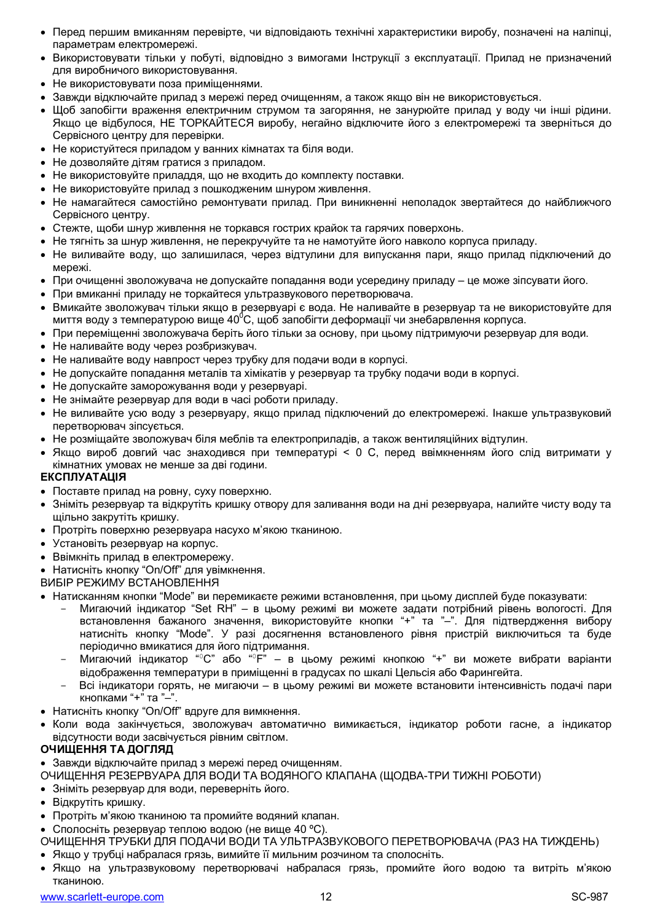- Перед першим вмиканням перевірте, чи відповідають технічні характеристики виробу, позначені на наліпці, параметрам електромережі.
- Використовувати тільки у побуті, відповідно з вимогами Інструкції з експлуатації. Прилад не призначений для виробничого використовування.
- Не використовувати поза приміщеннями.
- Завжди відключайте прилад з мережі перед очищенням, а також якщо він не використовується.
- Щоб запобігти враження електричним струмом та загоряння, не занурюйте прилад у воду чи інші рідини. Якщо це відбулося, НЕ ТОРКАЙТЕСЯ виробу, негайно відключите його з електромережі та зверніться до Сервісного центру для перевірки.
- Не користуйтеся приладом у ванних кімнатах та біля води.
- Не дозволяйте дітям гратися з приладом.
- Не використовуйте приладдя, що не входить до комплекту поставки.
- Не використовуйте прилад з пошкодженим шнуром живлення.
- Не намагайтеся самостійно ремонтувати прилад. При виникненні неполадок звертайтеся до найближчого Сервісного центру.
- Стежте, щоби шнур живлення не торкався гострих крайок та гарячих поверхонь.
- Не тягніть за шнур живлення, не перекручуйте та не намотуйте його навколо корпуса приладу.
- Не виливайте воду, що залишилася, через відтулини для випускання пари, якщо прилад підключений до мережі.
- При очищенні зволожувача не допускайте попадання води усередину приладу – це може зіпсувати його.
- При вмиканні приладу не торкайтеся ультразвукового перетворювача.
- Вмикайте зволожувач тільки якщо в резервуарі є вода. Не наливайте в резервуар та не використовуйте для миття воду з температурою вище 40$^0$С, щоб запобігти деформації чи знебарвлення корпуса.
- При переміщенні зволожувача беріть його тільки за основу, при цьому підтримуючи резервуар для води.
- Не наливайте воду через розбризкувач.
- Не наливайте воду навпрост через трубку для подачи води в корпусі.
- Не допускайте попадання металів та хімікатів у резервуар та трубку подачи води в корпусі.
- Не допускайте заморожування води у резервуарі.
- Не знімайте резервуар для води в часі роботи приладу.
- Не виливайте усю воду з резервуару, якщо прилад підключений до електромережі. Інакше ультразвуковий перетворювач зіпсується.
- Не розміщайте зволожувач біля меблів та електроприладів, а також вентиляційних відтулин.
- Якщо вироб довгий час знаходився при температурі < 0 С, перед ввімкненням його слід витримати у кімнатних умовах не менше за дві години.

**ЕКСПЛУАТАЦІЯ**

- Поставте прилад на ровну, суху поверхню.
- Зніміть резервуар та відкрутіть кришку отвору для заливання води на дні резервуара, налийте чисту воду та щільно закрутіть кришку.
- Протріть поверхню резервуара насухо м'якою тканиною.
- Установіть резервуар на корпус.
- Ввімкніть прилад в електромережу.
- Натисніть кнопку "On/Off" для увімкнення.

ВИБІР РЕЖИМУ ВСТАНОВЛЕННЯ

- Натисканням кнопки "Mode" ви перемикаєте режими встановлення, при цьому дисплей буде показувати:
  - Мигаючий індикатор "Set RH" – в цьому режимі ви можете задати потрібний рівень вологості. Для встановлення бажаного значення, використовуйте кнопки "+" та "–". Для підтвердження вибору натисніть кнопку "Mode". У разі досягнення встановленого рівня пристрій виключиться та буде періодично вмикатися для його підтримання.
  - Мигаючий індикатор "°C" або "°F" – в цьому режимі кнопкою "+" ви можете вибрати варіанти відображення температури в приміщенні в градусах по шкалі Цельсія або Фарингейта.
  - Всі індикатори горять, не мигаючи – в цьому режимі ви можете встановити інтенсивність подачі пари кнопками "+" та "–".
- Натисніть кнопку "On/Off" вдруге для вимкнення.
- Коли вода закінчується, зволожувач автоматично вимикається, індикатор роботи гасне, а індикатор відсутности води засвічується рівним світлом.

**ОЧИЩЕННЯ ТА ДОГЛЯД**

- Завжди відключайте прилад з мережі перед очищенням.

ОЧИЩЕННЯ РЕЗЕРВУАРА ДЛЯ ВОДИ ТА ВОДЯНОГО КЛАПАНА (ЩОДВА-ТРИ ТИЖНІ РОБОТИ)

- Зніміть резервуар для води, переверніть його.
- Відкрутіть кришку.
- Протріть м'якою тканиною та промийте водяний клапан.
- Сполосніть резервуар теплою водою (не вище 40 ºС).

ОЧИЩЕННЯ ТРУБКИ ДЛЯ ПОДАЧИ ВОДИ ТА УЛЬТРАЗВУКОВОГО ПЕРЕТВОРЮВАЧА (РАЗ НА ТИЖДЕНЬ)

- Якщо у трубці набралася грязь, вимийте її мильним розчином та сполосніть.
- Якщо на ультразвуковому перетворювачі набралася грязь, промийте його водою та витріть м'якою тканиною.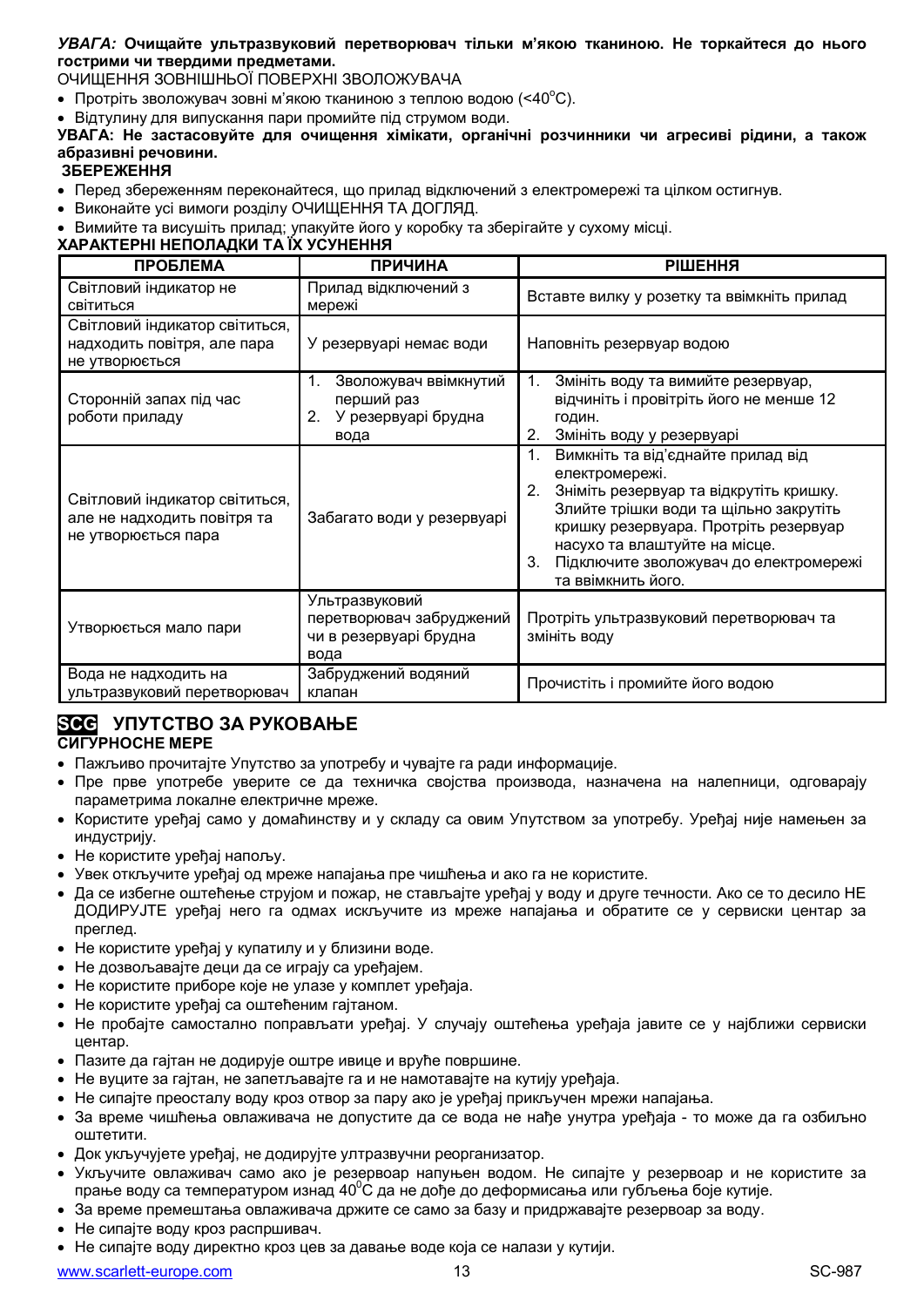**_УВАГА:_ Очищайте ультразвуковий перетворювач тільки м'якою тканиною. Не торкайтеся до нього гострими чи твердими предметами.**

ОЧИЩЕННЯ ЗОВНІШНЬОЇ ПОВЕРХНІ ЗВОЛОЖУВАЧА

- Протріть зволожувач зовні м'якою тканиною з теплою водою (<40°С).
- Відтулину для випускання пари промийте під струмом води.

**УВАГА: Не застосовуйте для очищення хімікати, органічні розчинники чи агресиві рідини, а також абразивні речовини.**

**ЗБЕРЕЖЕННЯ**

- Перед збереженням переконайтеся, що прилад відключений з електромережі та цілком остигнув.
- Виконайте усі вимоги розділу ОЧИЩЕННЯ ТА ДОГЛЯД.
- Вимийте та висушіть прилад; упакуйте його у коробку та зберігайте у сухому місці.

**ХАРАКТЕРНІ НЕПОЛАДКИ ТА ЇХ УСУНЕННЯ**

| ПРОБЛЕМА | ПРИЧИНА | РІШЕННЯ |
|---|---|---|
| Світловий індикатор не світиться | Прилад відключений з мережі | Вставте вилку у розетку та ввімкніть прилад |
| Світловий індикатор світиться, надходить повітря, але пара не утворюється | У резервуарі немає води | Наповніть резервуар водою |
| Сторонній запах під час роботи приладу | 1. Зволожувач ввімкнутий перший раз<br>2. У резервуарі брудна вода | 1. Змініть воду та вимийте резервуар, відчиніть і провітріть його не менше 12 годин.<br>2. Змініть воду у резервуарі |
| Світловий індикатор світиться, але не надходить повітря та не утворюється пара | Забагато води у резервуарі | 1. Вимкніть та від'єднайте прилад від електромережі.<br>2. Зніміть резервуар та відкрутіть кришку. Злийте трішки води та щільно закрутіть кришку резервуара. Протріть резервуар насухо та влаштуйте на місце.<br>3. Підключите зволожувач до електромережі та ввімкнить його. |
| Утворюється мало пари | Ультразвуковий перетворювач забруджений чи в резервуарі брудна вода | Протріть ультразвуковий перетворювач та змініть воду |
| Вода не надходить на ультразвуковий перетворювач | Забруджений водяний клапан | Прочистіть і промийте його водою |

## SCG УПУТСТВО ЗА РУКОВАЊЕ

**СИГУРНОСНЕ МЕРЕ**

- Пажљиво прочитајте Упутство за употребу и чувајте га ради информације.
- Пре прве употребе уверите се да техничка својства производа, назначена на налепници, одговарају параметрима локалне електричне мреже.
- Користите уређај само у домаћинству и у складу са овим Упутством за употребу. Уређај није намењен за индустрију.
- Не користите уређај напољу.
- Увек откључите уређај од мреже напајања пре чишћења и ако га не користите.
- Да се избегне оштећење струјом и пожар, не стављајте уређај у воду и друге течности. Ако се то десило НЕ ДОДИРУЈТЕ уређај него га одмах искључите из мреже напајања и обратите се у сервиски центар за преглед.
- Не користите уређај у купатилу и у близини воде.
- Не дозвољавајте деци да се играју са уређајем.
- Не користите приборе које не улазе у комплет уређаја.
- Не користите уређај са оштећеним гајтаном.
- Не пробајте самостално поправљати уређај. У случају оштећења уређаја јавите се у најближи сервиски центар.
- Пазите да гајтан не додирује оштре ивице и вруће површине.
- Не вуците за гајтан, не запетљавајте га и не намотавајте на кутију уређаја.
- Не сипајте преосталу воду кроз отвор за пару ако је уређај прикључен мрежи напајања.
- За време чишћења овлаживача не допустите да се вода не нађе унутра уређаја - то може да га озбиљно оштетити.
- Док укључујете уређај, не додирујте ултразвучни реорганизатор.
- Укључите овлаживач само ако је резервоар напуњен водом. Не сипајте у резервоар и не користите за прање воду са температуром изнад 40°С да не дође до деформисања или губљења боје кутије.
- За време премештања овлаживача држите се само за базу и придржавајте резервоар за воду.
- Не сипајте воду кроз распршивач.
- Не сипајте воду директно кроз цев за давање воде која се налази у кутији.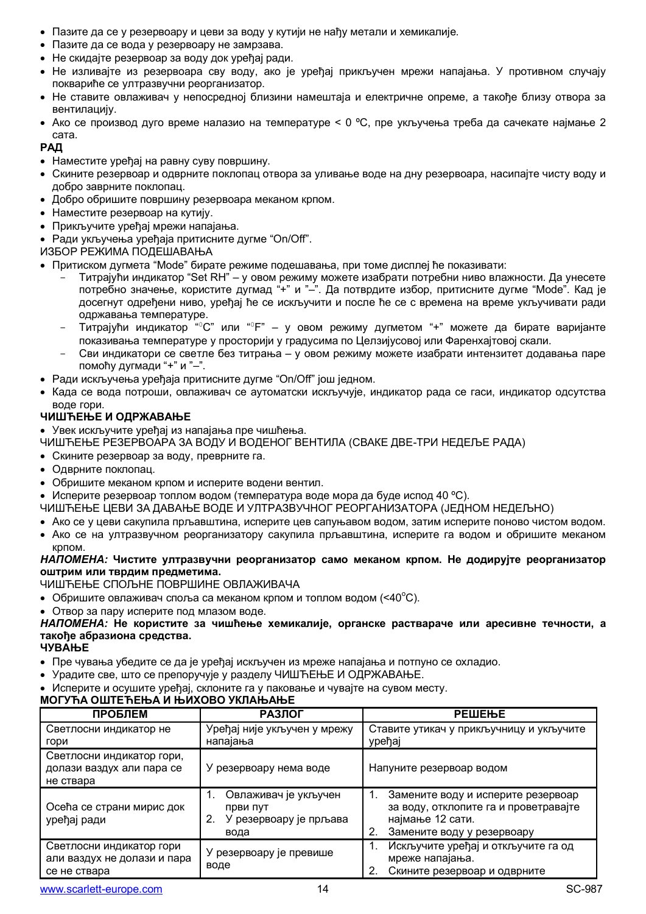- Пазите да се у резервоару и цеви за воду у кутији не нађу метали и хемикалије.
- Пазите да се вода у резервоару не замрзава.
- Не скидајте резервоар за воду док уређај ради.
- Не изливајте из резервоара сву воду, ако је уређај прикључен мрежи напајања. У противном случају поквариће се ултразвучни реорганизатор.
- Не ставите овлаживач у непосредној близини намештаја и електричне опреме, а такође близу отвора за вентилацију.
- Ако се производ дуго време налазио на температуре < 0 ºC, пре укључења треба да сачекате најмање 2 сата.

**РАД**

- Наместите уређај на равну суву површину.
- Скините резервоар и одврните поклопац отвора за уливање воде на дну резервоара, насипајте чисту воду и добро завртните поклопац.
- Добро обришите површину резервоара меканом крпом.
- Наместите резервоар на кутију.
- Прикључите уређај мрежи напајања.
- Ради укључења уређаја притисните дугме “On/Off”.

ИЗБОР РЕЖИМА ПОДЕШАВАЊА

- Притиском дугмета “Mode” бирате режиме подешавања, при томе дисплеј ће показивати:
  - Титрајући индикатор “Set RH” – у овом режиму можете изабрати потребни ниво влажности. Да унесете потребно значење, користите дугмад “+” и ”–”. Да потврдите избор, притисните дугме “Mode”. Кад је досегнут одређени ниво, уређај ће се искључити и после ће се с времена на време укључивати ради одржавања температуре.
  - Титрајући индикатор “°C” или “°F” – у овом режиму дугметом “+” можете да бирате варијанте показивања температуре у просторији у градусима по Целзијусовој или Фаренхајтовој скали.
  - Сви индикатори се светле без титрања – у овом режиму можете изабрати интензитет додавања паре помоћу дугмади “+” и ”–”.
- Ради искључења уређаја притисните дугме “On/Off” још једном.
- Када се вода потроши, овлаживач се аутоматски искључује, индикатор рада се гаси, индикатор одсуства воде гори.

**ЧИШЋЕЊЕ И ОДРЖАВАЊЕ**

- Увек искључите уређај из напајања пре чишћења.

ЧИШЋЕЊЕ РЕЗЕРВОАРА ЗА ВОДУ И ВОДЕНОГ ВЕНТИЛА (СВАКЕ ДВЕ-ТРИ НЕДЕЉЕ РАДА)

- Скините резервоар за воду, преврните га.
- Одврните поклопац.
- Обришите меканом крпом и исперите водени вентил.
- Исперите резервоар топлом водом (температура воде мора да буде испод 40 ºC).

ЧИШЋЕЊЕ ЦЕВИ ЗА ДАВАЊЕ ВОДЕ И УЛТРАЗВУЧНОГ РЕОРГАНИЗАТОРА (ЈЕДНОМ НЕДЕЉНО)

- Ако се у цеви сакупила прљавштина, исперите цев сапуњавом водом, затим исперите поново чистом водом.
- Ако се на ултразвучном реорганизатору сакупила прљавштина, исперите га водом и обришите меканом крпом.

***НАПОМЕНА:* Чистите ултразвучни реорганизатор само меканом крпом. Не додирујте реорганизатор оштрим или тврдим предметима.**

ЧИШЋЕЊЕ СПОЉНЕ ПОВРШИНЕ ОВЛАЖИВАЧА

- Обришите овлаживач споља са меканом крпом и топлом водом (<40°C).
- Отвор за пару исперите под млазом воде.

***НАПОМЕНА:* Не користите за чишћење хемикалије, органске раствараче или аресивне течности, а такође абразиона средства.**

**ЧУВАЊЕ**

- Пре чувања убедите се да је уређај искључен из мреже напајања и потпуно се охладио.
- Урадите све, што се препоручује у разделу ЧИШЋЕЊЕ И ОДРЖАВАЊЕ.
- Исперите и осушите уређај, склоните га у паковање и чувајте на сувом месту.

**МОГУЋА ОШТЕЋЕЊА И ЊИХОВО УКЛАЊАЊЕ**

| ПРОБЛЕМ | РАЗЛОГ | РЕШЕЊЕ |
|---|---|---|
| Светлосни индикатор не гори | Уређај није укључен у мрежу напајања | Ставите утикач у прикључницу и укључите уређај |
| Светлосни индикатор гори, долази ваздух али пара се не ствара | У резервоару нема воде | Напуните резервоар водом |
| Осећа се страни мирис док уређај ради | 1. Овлаживач је укључен први пут<br>2. У резервоару је прљава вода | 1. Замените воду и исперите резервоар за воду, отклопите га и проветравајте најмање 12 сати.<br>2. Замените воду у резервоару |
| Светлосни индикатор гори али ваздух не долази и пара се не ствара | У резервоару је превише воде | 1. Искључите уређај и откључите га од мреже напајања.<br>2. Скините резервоар и одврните |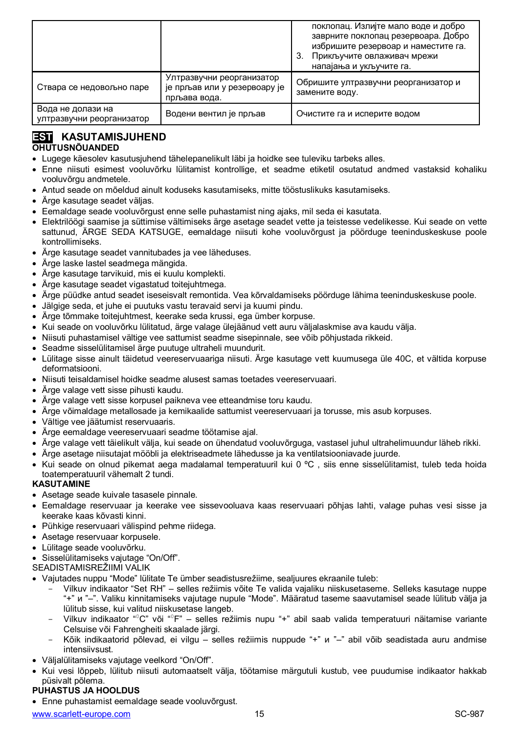| | | |
|---|---|---|
| | | поклопац. Излијте мало воде и добро заврните поклопац резервоара. Добро избришите резервоар и наместите га.<br>3. Прикључите овлаживач мрежи напајања и укључите га. |
| Ствара се недовољно паре | Ултразвучни реорганизатор је прљав или у резервоару је прљава вода. | Обришите ултразвучни реорганизатор и замените воду. |
| Вода не долази на ултразвучни реорганизатор | Водени вентил је прљав | Очистите га и исперите водом |

## EST KASUTAMISJUHEND

### OHUTUSNÕUANDED

- Lugege käesolev kasutusjuhend tähelepanelikult läbi ja hoidke see tuleviku tarbeks alles.
- Enne niisuti esimest vooluvõrku lülitamist kontrollige, et seadme etiketil osutatud andmed vastaksid kohaliku vooluvõrgu andmetele.
- Antud seade on mõeldud ainult koduseks kasutamiseks, mitte tööstuslikuks kasutamiseks.
- Ärge kasutage seadet väljas.
- Eemaldage seade vooluvõrgust enne selle puhastamist ning ajaks, mil seda ei kasutata.
- Elektrilöögi saamise ja süttimise vältimiseks ärge asetage seadet vette ja teistesse vedelikesse. Kui seade on vette sattunud, ÄRGE SEDA KATSUGE, eemaldage niisuti kohe vooluvõrgust ja pöörduge teeninduskeskuse poole kontrollimiseks.
- Ärge kasutage seadet vannitubades ja vee läheduses.
- Ärge laske lastel seadmega mängida.
- Ärge kasutage tarvikuid, mis ei kuulu komplekti.
- Ärge kasutage seadet vigastatud toitejuhtmega.
- Ärge püüdke antud seadet iseseisvalt remontida. Vea kõrvaldamiseks pöörduge lähima teeninduskeskuse poole.
- Jälgige seda, et juhe ei puutuks vastu teravaid servi ja kuumi pindu.
- Ärge tõmmake toitejuhtmest, keerake seda krussi, ega ümber korpuse.
- Kui seade on vooluvõrku lülitatud, ärge valage ülejäänud vett auru väljalaskmise ava kaudu välja.
- Niisuti puhastamisel vältige vee sattumist seadme sisepinnale, see võib põhjustada rikkeid.
- Seadme sisselülitamisel ärge puutuge ultraheli muundurit.
- Lülitage sisse ainult täidetud veereservuaariga niisuti. Ärge kasutage vett kuumusega üle 40C, et vältida korpuse deformatsiooni.
- Niisuti teisaldamisel hoidke seadme alusest samas toetades veereservuaari.
- Ärge valage vett sisse pihusti kaudu.
- Ärge valage vett sisse korpusel paikneva vee etteandmise toru kaudu.
- Ärge võimaldage metallosade ja kemikaalide sattumist veereservuaari ja torusse, mis asub korpuses.
- Vältige vee jäätumist reservuaaris.
- Ärge eemaldage veereservuaari seadme töötamise ajal.
- Ärge valage vett täielikult välja, kui seade on ühendatud vooluvõrguga, vastasel juhul ultrahelimuundur läheb rikki.
- Ärge asetage niisutajat mööbli ja elektriseadmete lähedusse ja ka ventilatsiooniavade juurde.
- Kui seade on olnud pikemat aega madalamal temperatuuril kui 0 ºC , siis enne sisselülitamist, tuleb teda hoida toatemperatuuril vähemalt 2 tundi.

### KASUTAMINE

- Asetage seade kuivale tasasele pinnale.
- Eemaldage reservuaar ja keerake vee sissevooluava kaas reservuaari põhjas lahti, valage puhas vesi sisse ja keerake kaas kõvasti kinni.
- Pühkige reservuaari välispind pehme riidega.
- Asetage reservuaar korpusele.
- Lülitage seade vooluvõrku.
- Sisselülitamiseks vajutage "On/Off".

SEADISTAMISREŽIIMI VALIK

- Vajutades nuppu "Mode" lülitate Te ümber seadistusrežiime, sealjuures ekraanile tuleb:
  - Vilkuv indikaator "Set RH" – selles režiimis võite Te valida vajaliku niiskusetaseme. Selleks kasutage nuppe "+" и "–". Valiku kinnitamiseks vajutage nupule "Mode". Määratud taseme saavutamisel seade lülitub välja ja lülitub sisse, kui valitud niiskusetase langeb.
  - Vilkuv indikaator "⁰C" või "⁰F" – selles režiimis nupu "+" abil saab valida temperatuuri näitamise variante Celsuise või Fahrengheiti skaalade järgi.
  - Kõik indikaatorid põlevad, ei vilgu – selles režiimis nuppude "+" и "–" abil võib seadistada auru andmise intensiivsust.
- Väljalülitamiseks vajutage veelkord "On/Off".
- Kui vesi lõppeb, lülitub niisuti automaatselt välja, töötamise märgutuli kustub, vee puudumise indikaator hakkab püsivalt põlema.

### PUHASTUS JA HOOLDUS

- Enne puhastamist eemaldage seade vooluvõrgust.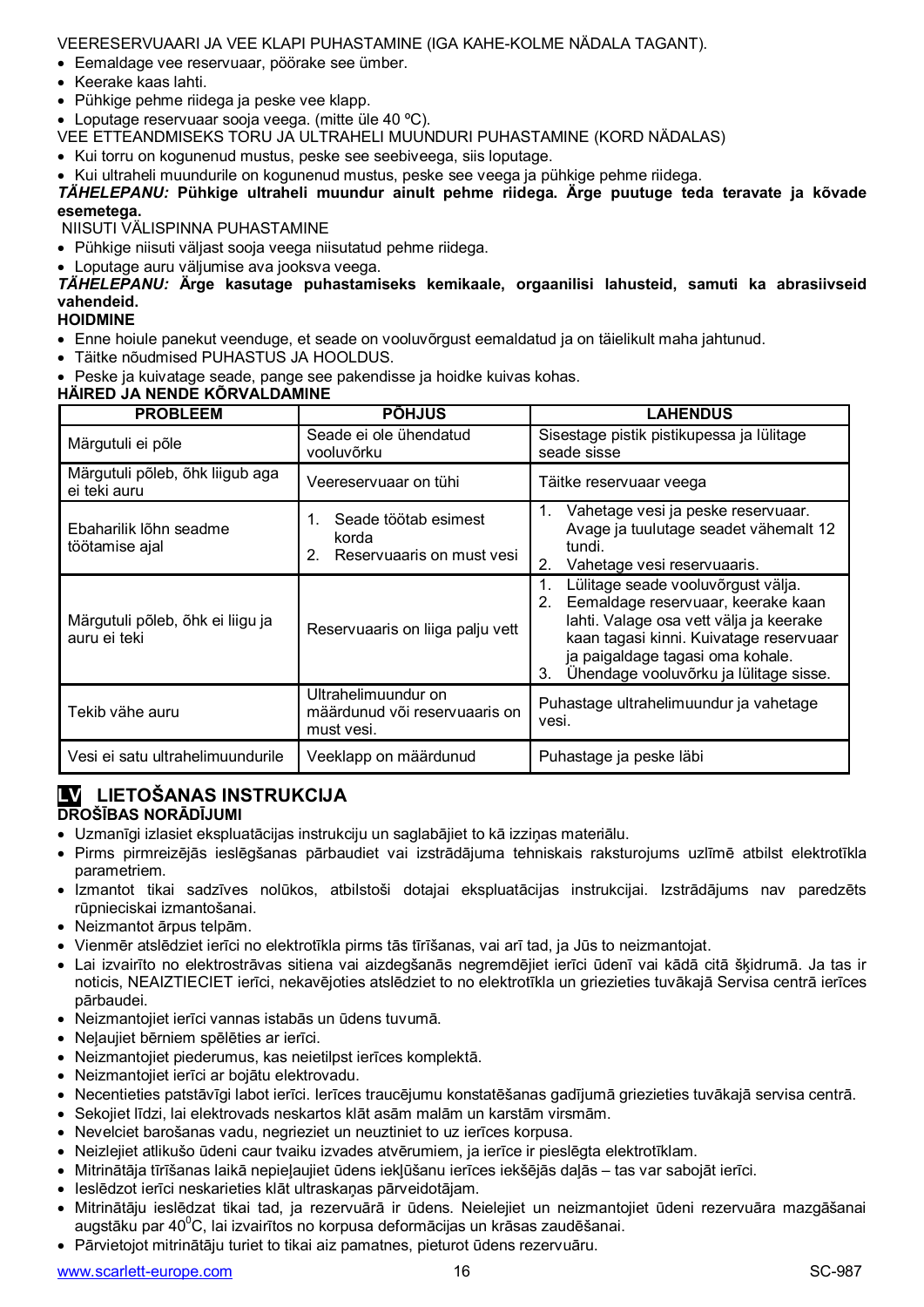VEERESERVUAARI JA VEE KLAPI PUHASTAMINE (IGA KAHE-KOLME NÄDALA TAGANT).

- Eemaldage vee reservuaar, pöörake see ümber.
- Keerake kaas lahti.
- Pühkige pehme riidega ja peske vee klapp.
- Loputage reservuaar sooja veega. (mitte üle 40 ºC).

VEE ETTEANDMISEKS TORU JA ULTRAHELI MUUNDURI PUHASTAMINE (KORD NÄDALAS)

- Kui torru on kogunenud mustus, peske see seebiveega, siis loputage.
- Kui ultraheli muundurile on kogunenud mustus, peske see veega ja pühkige pehme riidega.

***TÄHELEPANU:*** **Pühkige ultraheli muundur ainult pehme riidega. Ärge puutuge teda teravate ja kõvade esemetega.**

NIISUTI VÄLISPINNA PUHASTAMINE

- Pühkige niisuti väljast sooja veega niisutatud pehme riidega.
- Loputage auru väljumise ava jooksva veega.

***TÄHELEPANU:*** **Ärge kasutage puhastamiseks kemikaale, orgaanilisi lahusteid, samuti ka abrasiivseid vahendeid.**

**HOIDMINE**

- Enne hoiule panekut veenduge, et seade on vooluvõrgust eemaldatud ja on täielikult maha jahtunud.
- Täitke nõudmised PUHASTUS JA HOOLDUS.
- Peske ja kuivatage seade, pange see pakendisse ja hoidke kuivas kohas.

**HÄIRED JA NENDE KÕRVALDAMINE**

| PROBLEEM | PÕHJUS | LAHENDUS |
|---|---|---|
| Märgutuli ei põle | Seade ei ole ühendatud vooluvõrku | Sisestage pistik pistikupessa ja lülitage seade sisse |
| Märgutuli põleb, õhk liigub aga ei teki auru | Veereservuaar on tühi | Täitke reservuaar veega |
| Ebaharilik lõhn seadme töötamise ajal | 1. Seade töötab esimest korda<br>2. Reservuaaris on must vesi | 1. Vahetage vesi ja peske reservuaar. Avage ja tuulutage seadet vähemalt 12 tundi.<br>2. Vahetage vesi reservuaaris. |
| Märgutuli põleb, õhk ei liigu ja auru ei teki | Reservuaaris on liiga palju vett | 1. Lülitage seade vooluvõrgust välja.<br>2. Eemaldage reservuaar, keerake kaan lahti. Valage osa vett välja ja keerake kaan tagasi kinni. Kuivatage reservuaar ja paigaldage tagasi oma kohale.<br>3. Ühendage vooluvõrku ja lülitage sisse. |
| Tekib vähe auru | Ultrahelimuundur on määrdunud või reservuaaris on must vesi. | Puhastage ultrahelimuundur ja vahetage vesi. |
| Vesi ei satu ultrahelimuundurile | Veeklapp on määrdunud | Puhastage ja peske läbi |

## LV LIETOŠANAS INSTRUKCIJA

**DROŠĪBAS NORĀDĪJUMI**

- Uzmanīgi izlasiet ekspluatācijas instrukciju un saglabājiet to kā izziņas materiālu.
- Pirms pirmreizējās ieslēgšanas pārbaudiet vai izstrādājuma tehniskais raksturojums uzlīmē atbilst elektrotīkla parametriem.
- Izmantot tikai sadzīves nolūkos, atbilstoši dotajai ekspluatācijas instrukcijai. Izstrādājums nav paredzēts rūpnieciskai izmantošanai.
- Neizmantot ārpus telpām.
- Vienmēr atslēdziet ierīci no elektrotīkla pirms tās tīrīšanas, vai arī tad, ja Jūs to neizmantojat.
- Lai izvairīto no elektrostrāvas sitiena vai aizdegšanās negremdējiet ierīci ūdenī vai kādā citā šķidrumā. Ja tas ir noticis, NEAIZTIECIET ierīci, nekavējoties atslēdziet to no elektrotīkla un griezieties tuvākajā Servisa centrā ierīces pārbaudei.
- Neizmantojiet ierīci vannas istabās un ūdens tuvumā.
- Neļaujiet bērniem spēlēties ar ierīci.
- Neizmantojiet piederumus, kas neietilpst ierīces komplektā.
- Neizmantojiet ierīci ar bojātu elektrovadu.
- Necentieties patstāvīgi labot ierīci. Ierīces traucējumu konstatēšanas gadījumā griezieties tuvākajā servisa centrā.
- Sekojiet līdzi, lai elektrovads neskartos klāt asām malām un karstām virsmām.
- Nevelciet barošanas vadu, negrieziet un neuztiniet to uz ierīces korpusa.
- Neizlejiet atlikušo ūdeni caur tvaiku izvades atvērumiem, ja ierīce ir pieslēgta elektrotīklam.
- Mitrinātāja tīrīšanas laikā nepieļaujiet ūdens iekļūšanu ierīces iekšējās daļās – tas var sabojāt ierīci.
- Ieslēdzot ierīci neskarieties klāt ultraskaņas pārveidotājam.
- Mitrinātāju ieslēdzat tikai tad, ja rezervuārā ir ūdens. Neielejiet un neizmantojiet ūdeni rezervuāra mazgāšanai augstāku par 40$^0$C, lai izvairītos no korpusa deformācijas un krāsas zaudēšanai.
- Pārvietojot mitrinātāju turiet to tikai aiz pamatnes, pieturot ūdens rezervuāru.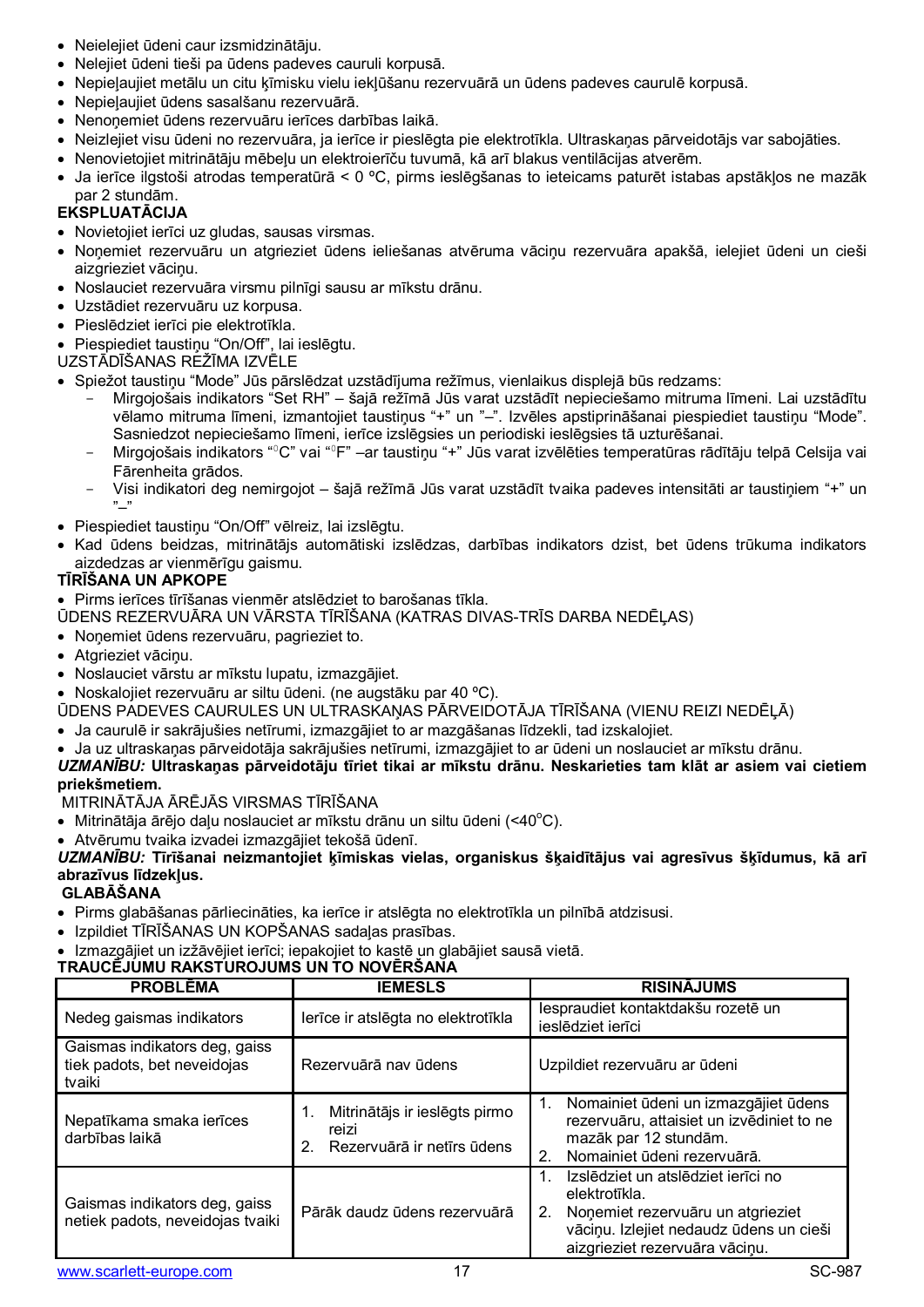- Neielejiet ūdeni caur izsmidzinātāju.
- Nelejiet ūdeni tieši pa ūdens padeves cauruli korpusā.
- Nepieļaujiet metālu un citu ķīmisku vielu iekļūšanu rezervuārā un ūdens padeves caurulē korpusā.
- Nepieļaujiet ūdens sasalšanu rezervuārā.
- Nenoņemiet ūdens rezervuāru ierīces darbības laikā.
- Neizlejiet visu ūdeni no rezervuāra, ja ierīce ir pieslēgta pie elektrotīkla. Ultraskaņas pārveidotājs var sabojāties.
- Nenovietojiet mitrinātāju mēbeļu un elektroierīču tuvumā, kā arī blakus ventilācijas atverēm.
- Ja ierīce ilgstoši atrodas temperatūrā < 0 ºC, pirms ieslēgšanas to ieteicams paturēt istabas apstākļos ne mazāk par 2 stundām.

**EKSPLUATĀCIJA**

- Novietojiet ierīci uz gludas, sausas virsmas.
- Noņemiet rezervuāru un atgrieziet ūdens ieliešanas atvēruma vāciņu rezervuāra apakšā, ielejiet ūdeni un cieši aizgrieziet vāciņu.
- Noslauciet rezervuāra virsmu pilnīgi sausu ar mīkstu drānu.
- Uzstādiet rezervuāru uz korpusa.
- Pieslēdziet ierīci pie elektrotīkla.
- Piespiediet taustiņu "On/Off", lai ieslēgtu.

UZSTĀDĪŠANAS REŽĪMA IZVĒLE

- Spiežot taustiņu "Mode" Jūs pārslēdzat uzstādījuma režīmus, vienlaikus displejā būs redzams:
  - Mirgojošais indikators "Set RH" – šajā režīmā Jūs varat uzstādīt nepieciešamo mitruma līmeni. Lai uzstādītu vēlamo mitruma līmeni, izmantojiet taustiņus "+" un "–". Izvēles apstiprināšanai piespiediet taustiņu "Mode". Sasniedzot nepieciešamo līmeni, ierīce izslēgsies un periodiski ieslēgsies tā uzturēšanai.
  - Mirgojošais indikators "°C" vai "°F" –ar taustiņu "+" Jūs varat izvēlēties temperatūras rādītāju telpā Celsija vai Fārenheita grādos.
  - Visi indikatori deg nemirgojot – šajā režīmā Jūs varat uzstādīt tvaika padeves intensitāti ar taustiņiem "+" un "–"
- Piespiediet taustiņu "On/Off" vēlreiz, lai izslēgtu.
- Kad ūdens beidzas, mitrinātājs automātiski izslēdzas, darbības indikators dzist, bet ūdens trūkuma indikators aizdedzas ar vienmērīgu gaismu.

**TĪRĪŠANA UN APKOPE**

- Pirms ierīces tīrīšanas vienmēr atslēdziet to barošanas tīkla.

ŪDENS REZERVUĀRA UN VĀRSTA TĪRĪŠANA (KATRAS DIVAS-TRĪS DARBA NEDĒĻAS)

- Noņemiet ūdens rezervuāru, pagrieziet to.
- Atgrieziet vāciņu.
- Noslauciet vārstu ar mīkstu lupatu, izmazgājiet.
- Noskalojiet rezervuāru ar siltu ūdeni. (ne augstāku par 40 ºC).

ŪDENS PADEVES CAURULES UN ULTRASKAŅAS PĀRVEIDOTĀJA TĪRĪŠANA (VIENU REIZI NEDĒĻĀ)

- Ja caurulē ir sakrājušies netīrumi, izmazgājiet to ar mazgāšanas līdzekli, tad izskalojiet.
- Ja uz ultraskaņas pārveidotāja sakrājušies netīrumi, izmazgājiet to ar ūdeni un noslauciet ar mīkstu drānu.

***UZMANĪBU:* Ultraskaņas pārveidotāju tīriet tikai ar mīkstu drānu. Neskarieties tam klāt ar asiem vai cietiem priekšmetiem.**

MITRINĀTĀJA ĀRĒJĀS VIRSMAS TĪRĪŠANA

- Mitrinātāja ārējo daļu noslauciet ar mīkstu drānu un siltu ūdeni (<40°C).
- Atvērumu tvaika izvadei izmazgājiet tekošā ūdenī.

***UZMANĪBU:* Tīrīšanai neizmantojiet ķīmiskas vielas, organiskus šķaidītājus vai agresīvus šķīdumus, kā arī abrazīvus līdzekļus.**

**GLABĀŠANA**

- Pirms glabāšanas pārliecināties, ka ierīce ir atslēgta no elektrotīkla un pilnībā atdzisusi.
- Izpildiet TĪRĪŠANAS UN KOPŠANAS sadaļas prasības.
- Izmazgājiet un izžāvējiet ierīci; iepakojiet to kastē un glabājiet sausā vietā.

**TRAUCĒJUMU RAKSTUROJUMS UN TO NOVĒRŠANA**

| PROBLĒMA | IEMESLS | RISINĀJUMS |
|---|---|---|
| Nedeg gaismas indikators | Ierīce ir atslēgta no elektrotīkla | Iespraudiet kontaktdakšu rozetē un ieslēdziet ierīci |
| Gaismas indikator deg, gaiss tiek padots, bet neveidojas tvaiki | Rezervuārā nav ūdens | Uzpildiet rezervuāru ar ūdeni |
| Nepatīkama smaka ierīces darbības laikā | 1. Mitrinātājs ir ieslēgts pirmo reizi<br>2. Rezervuārā ir netīrs ūdens | 1. Nomainiet ūdeni un izmazgājiet ūdens rezervuāru, attaisiet un izvēdiniet to ne mazāk par 12 stundām.<br>2. Nomainiet ūdeni rezervuārā. |
| Gaismas indikator deg, gaiss netiek padots, neveidojas tvaiki | Pārāk daudz ūdens rezervuārā | 1. Izslēdziet un atslēdziet ierīci no elektrotīkla.<br>2. Noņemiet rezervuāru un atgrieziet vāciņu. Izlejiet nedaudz ūdens un cieši aizgrieziet rezervuāra vāciņu. |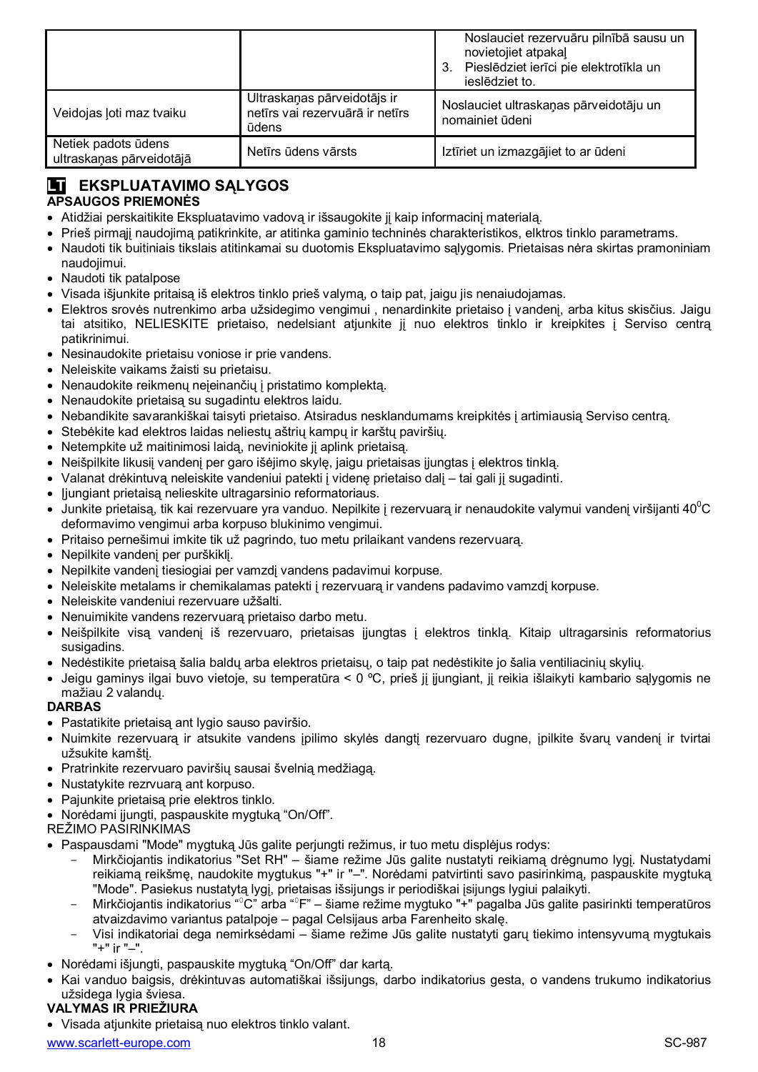| | | |
|---|---|---|
| | | Noslauciet rezervuāru pilnībā sausu un novietojiet atpakaļ<br>3. Pieslēdziet ierīci pie elektrotīkla un ieslēdziet to. |
| Veidojas ļoti maz tvaiku | Ultraskaņas pārveidotājs ir netīrs vai rezervuārā ir netīrs ūdens | Noslauciet ultraskaņas pārveidotāju un nomainiet ūdeni |
| Netiek padots ūdens ultraskaņas pārveidotājā | Netīrs ūdens vārsts | Iztīriet un izmazgājiet to ar ūdeni |

## LT EKSPLUATAVIMO SĄLYGOS

**APSAUGOS PRIEMONĖS**

- Atidžiai perskaitikite Ekspluatavimo vadovą ir išsaugokite jį kaip informacinį materialą.
- Prieš pirmąjį naudojimą patikrinkite, ar atitinka gaminio techninės charakteristikos, elktros tinklo parametrams.
- Naudoti tik buitiniais tikslais atitinkamai su duotomis Ekspluatavimo sąlygomis. Prietaisas nėra skirtas pramoniniam naudojimui.
- Naudoti tik patalpose
- Visada išjunkite pritaisą iš elektros tinklo prieš valymą, o taip pat, jaigu jis nenaiudojamas.
- Elektros srovės nutrenkimo arba užsidegimo vengimui , nenardinkite prietaiso į vandenį, arba kitus skisčius. Jaigu tai atsitiko, NELIESKITE prietaiso, nedelsiant atjunkite jį nuo elektros tinklo ir kreipkites į Serviso centrą patikrinimui.
- Nesinaudokite prietaisu voniose ir prie vandens.
- Neleiskite vaikams žaisti su prietaisu.
- Nenaudokite reikmenų neįeinančių į pristatimo komplektą.
- Nenaudokite prietaisą su sugadintu elektros laidu.
- Nebandikite savarankiškai taisyti prietaiso. Atsiradus nesklandumams kreipkitės į artimiausią Serviso centrą.
- Stebėkite kad elektros laidas neliestų aštrių kampų ir karštų paviršių.
- Netempkite už maitinimosi laidą, neviniokite jį aplink prietaisą.
- Neišpilkite likusį vandenį per garo išėjimo skylę, jaigu prietaisas įjungtas į elektros tinklą.
- Valanat drėkintuvą neleiskite vandeniui patekti į videnę prietaiso dalį – tai gali jį sugadinti.
- Įjungiant prietaisą nelieskite ultragarsinio reformatoriaus.
- Junkite prietaisą, tik kai rezervuare yra vanduo. Nepilkite į rezervuarą ir nenaudokite valymui vandenį viršijanti 40$^{0}$C deformavimo vengimui arba korpuso blukinimo vengimui.
- Pritaiso pernešimui imkite tik už pagrindo, tuo metu prilaikant vandens rezervuarą.
- Nepilkite vandenį per purškiklį.
- Nepilkite vandenį tiesiogiai per vamzdį vandens padavimui korpuse.
- Neleiskite metalams ir chemikalamas patekti į rezervuarą ir vandens padavimo vamzdį korpuse.
- Neleiskite vandeniui rezervuare užšalti.
- Nenuimikite vandens rezervuarą prietaiso darbo metu.
- Neišpilkite visą vandenį iš rezervuaro, prietaisas įjungtas į elektros tinklą. Kitaip ultragarsinis reformatorius susigadins.
- Nedėstikite prietaisą šalia baldų arba elektros prietaisų, o taip pat nedėstikite jo šalia ventiliacinių skylių.
- Jeigu gaminys ilgai buvo vietoje, su temperatūra < 0 ºC, prieš jį įjungiant, jį reikia išlaikyti kambario sąlygomis ne mažiau 2 valandų.

**DARBAS**

- Pastatikite prietaisą ant lygio sauso paviršio.
- Nuimkite rezervuarą ir atsukite vandens įpilimo skylės dangtį rezervuaro dugne, įpilkite švarų vandenį ir tvirtai užsukite kamštį.
- Pratrinkite rezervuaro paviršių sausai švelnią medžiagą.
- Nustatykite rezrvuarą ant korpuso.
- Pajunkite prietaisą prie elektros tinklo.
- Norėdami įjungti, paspauskite mygtuką “On/Off”.

REŽIMO PASIRINKIMAS

- Paspausdami "Mode" mygtuką Jūs galite perjungti režimus, ir tuo metu displėjus rodys:
  - Mirkčiojantis indikatorius "Set RH" – šiame režime Jūs galite nustatyti reikiamą drėgnumo lygį. Nustatydami reikiamą reikšmę, naudokite mygtukus "+" ir "–". Norėdami patvirtinti savo pasirinkimą, paspauskite mygtuką "Mode". Pasiekus nustatytą lygį, prietaisas išsijungs ir periodiškai įsijungs lygiui palaikyti.
  - Mirkčiojantis indikatorius “$^{0}$C” arba “$^{0}$F” – šiame režime mygtuko "+" pagalba Jūs galite pasirinkti temperatūros atvaizdavimo variantus patalpoje – pagal Celsijaus arba Farenheito skalę.
  - Visi indikatoriai dega nemirksėdami – šiame režime Jūs galite nustatyti garų tiekimo intensyvumą mygtukais "+" ir "–".
- Norėdami išjungti, paspauskite mygtuką “On/Off” dar kartą.
- Kai vanduo baigsis, drėkintuvas automatiškai išsijungs, darbo indikatorius gesta, o vandens trukumo indikatorius užsidega lygia šviesa.

**VALYMAS IR PRIEŽIURA**

- Visada atjunkite prietaisą nuo elektros tinklo valant.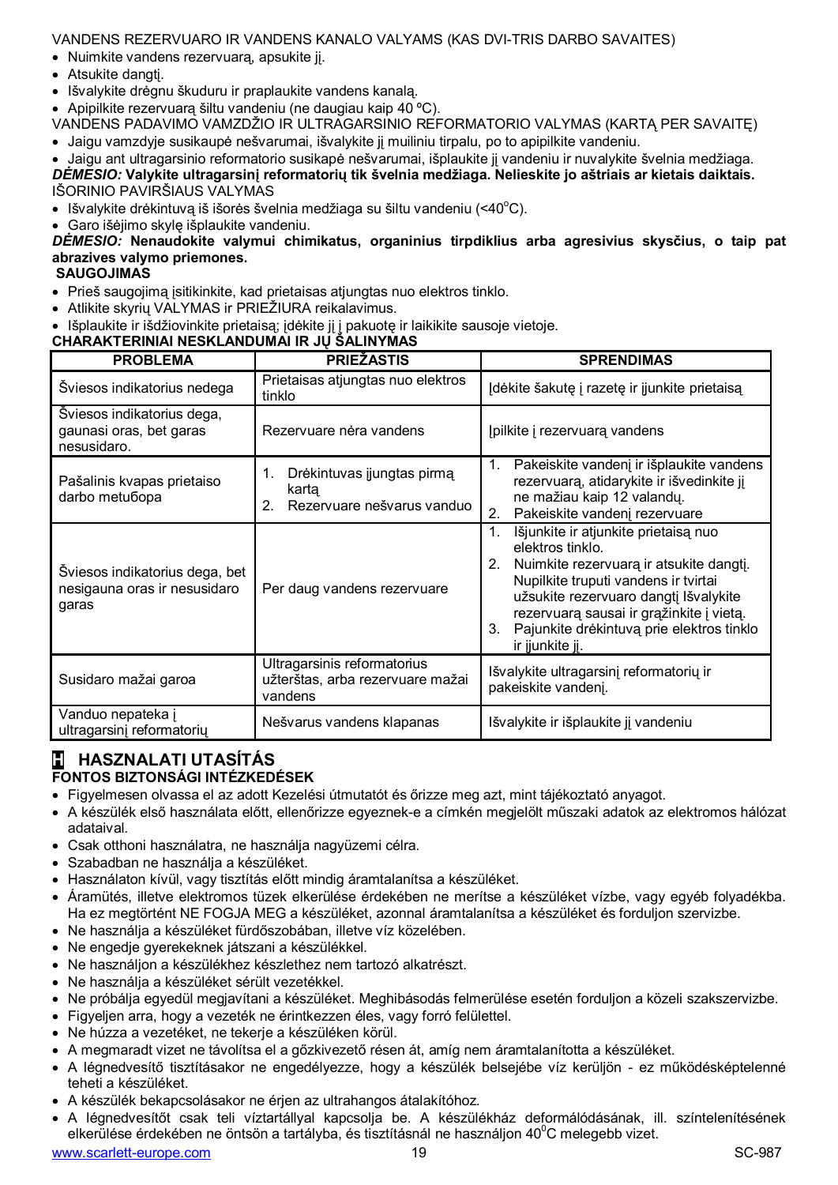VANDENS REZERVUARO IR VANDENS KANALO VALYMAS (KAS DVI-TRIS DARBO SAVAITES)

- Nuimkite vandens rezervuarą, apsukite jį.
- Atsukite dangtį.
- Išvalykite drėgnu škuduru ir praplaukite vandens kanalą.
- Apipilkite rezervuarą šiltu vandeniu (ne daugiau kaip 40 ºC).

VANDENS PADAVIMO VAMZDŽIO IR ULTRAGARSINIO REFORMATORIO VALYMAS (KARTĄ PER SAVAITĘ)

- Jaigu vamzdyje susikaupė nešvarumai, išvalykite jį muiliniu tirpalu, po to apipilkite vandeniu.
- Jaigu ant ultragarsinio reformatorio susikapė nešvarumai, išplaukite jį vandeniu ir nuvalykite švelnia medžiaga.

***DĖMESIO:* Valykite ultragarsinį reformatorių tik švelnia medžiaga. Nelieskite jo aštriais ar kietais daiktais.**

IŠORINIO PAVIRŠIAUS VALYMAS

- Išvalykite drėkintuvą iš išorės švelnia medžiaga su šiltu vandeniu (<40°C).
- Garo išėjimo skylę išplaukite vandeniu.

***DĖMESIO:* Nenaudokite valymui chimikatus, organinius tirpdiklius arba agresivius skysčius, o taip pat abrazives valymo priemones.**

**SAUGOJIMAS**

- Prieš saugojimą įsitikinkite, kad prietaisas atjungtas nuo elektros tinklo.
- Atlikite skyrių VALYMAS ir PRIEŽIURA reikalavimus.
- Išplaukite ir išdžiovinkite prietaisą; įdėkite jį į pakuotę ir laikikite sausoje vietoje.

**CHARAKTERINIAI NESKLANDUMAI IR JŲ ŠALINYMAS**

| PROBLEMA | PRIEŽASTIS | SPRENDIMAS |
|---|---|---|
| Šviesos indikatorius nedega | Prietaisas atjungtas nuo elektros tinklo | Įdėkite šakutę į razetę ir įjunkite prietaisą |
| Šviesos indikatorius dega, gaunasi oras, bet garas nesusidaro. | Rezervuare nėra vandens | Įpilkite į rezervuarą vandens |
| Pašalinis kvapas prietaiso darbo metuбopa | 1. Drėkintuvas įjungtas pirmą kartą<br>2. Rezervuare nešvarus vanduo | 1. Pakeiskite vandenį ir išplaukite vandens rezervuarą, atidarykite ir išvedinkite jį ne mažiau kaip 12 valandų.<br>2. Pakeiskite vandenį rezervuare |
| Šviesos indikatorius dega, bet nesigauna oras ir nesusidaro garas | Per daug vandens rezervuare | 1. Išjunkite ir atjunkite prietaisą nuo elektros tinklo.<br>2. Nuimkite rezervuarą ir atsukite dangtį. Nupilkite truputi vandens ir tvirtai užsukite rezervuaro dangtį Išvalykite rezervuarą sausai ir grąžinkite į vietą.<br>3. Pajunkite drėkintuvą prie elektros tinklo ir įjunkite jį. |
| Susidaro mažai garoa | Ultragarsinis reformatorius užterštas, arba rezervuare mažai vandens | Išvalykite ultragarsinį reformatorių ir pakeiskite vandenį. |
| Vanduo nepateka į ultragarsinį reformatorių | Nešvarus vandens klapanas | Išvalykite ir išplaukite jį vandeniu |

## H HASZNALATI UTASÍTÁS

**FONTOS BIZTONSÁGI INTÉZKEDÉSEK**

- Figyelmesen olvassa el az adott Kezelési útmutatót és őrizze meg azt, mint tájékoztató anyagot.
- A készülék első használata előtt, ellenőrizze egyeznek-e a címkén megjelölt műszaki adatok az elektromos hálózat adataival.
- Csak otthoni használatra, ne használja nagyüzemi célra.
- Szabadban ne használja a készüléket.
- Használaton kívül, vagy tisztítás előtt mindig áramtalanítsa a készüléket.
- Áramütés, illetve elektromos tüzek elkerülése érdekében ne merítse a készüléket vízbe, vagy egyéb folyadékba. Ha ez megtörtént NE FOGJA MEG a készüléket, azonnal áramtalanítsa a készüléket és forduljon szervizbe.
- Ne használja a készüléket fürdőszobában, illetve víz közelében.
- Ne engedje gyerekeknek játszani a készülékkel.
- Ne használjon a készülékhez készlethez nem tartozó alkatrészt.
- Ne használja a készüléket sérült vezetékkel.
- Ne próbálja egyedül megjavítani a készüléket. Meghibásodás felmerülése esetén forduljon a közeli szakszervizbe.
- Figyeljen arra, hogy a vezeték ne érintkezzen éles, vagy forró felülettel.
- Ne húzza a vezetéket, ne tekerje a készüléken körül.
- A megmaradt vizet ne távolítsa el a gőzkivezető résen át, amíg nem áramtalanította a készüléket.
- A légnedvesítő tisztításakor ne engedélyezze, hogy a készülék belsejébe víz kerüljön - ez működésképtelenné teheti a készüléket.
- A készülék bekapcsolásakor ne érjen az ultrahangos átalakítóhoz.
- A légnedvesítőt csak teli víztartállyal kapcsolja be. A készülékház deformálódásának, ill. színtelenítésének elkerülése érdekében ne öntsön a tartályba, és tisztításnál ne használjon 40°C melegebb vizet.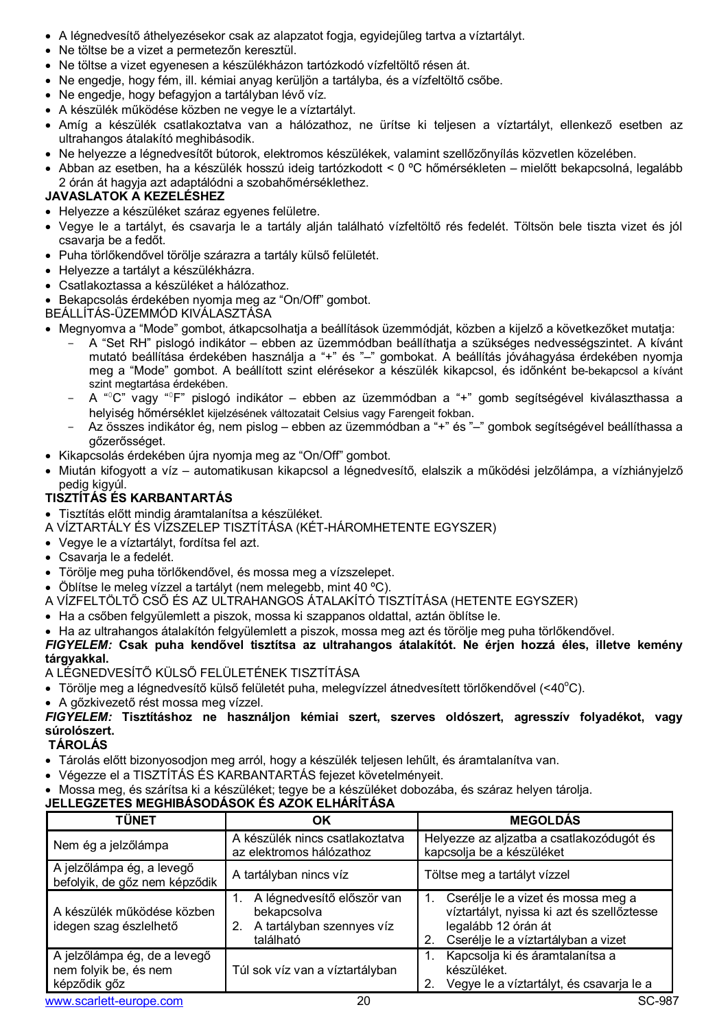- A légnedvesítő áthelyezésekor csak az alapzatot fogja, egyidejűleg tartva a víztartályt.
- Ne töltse be a vizet a permetezőn keresztül.
- Ne töltse a vizet egyenesen a készülékházon tartózkodó vízfeltöltő résen át.
- Ne engedje, hogy fém, ill. kémiai anyag kerüljön a tartályba, és a vízfeltöltő csőbe.
- Ne engedje, hogy befagyjon a tartályban lévő víz.
- A készülék működése közben ne vegye le a víztartályt.
- Amíg a készülék csatlakoztatva van a hálózathoz, ne ürítse ki teljesen a víztartályt, ellenkező esetben az ultrahangos átalakító meghibásodik.
- Ne helyezze a légnedvesítőt bútorok, elektromos készülékek, valamint szellőzőnyílás közvetlen közelében.
- Abban az esetben, ha a készülék hosszú ideig tartózkodott < 0 ºC hőmérsékleten – mielőtt bekapcsolná, legalább 2 órán át hagyja azt adaptálódni a szobahőmérséklethez.

**JAVASLATOK A KEZELÉSHEZ**

- Helyezze a készüléket száraz egyenes felületre.
- Vegye le a tartályt, és csavarja le a tartály alján található vízfeltöltő rés fedelét. Töltsön bele tiszta vizet és jól csavarja be a fedőt.
- Puha törlőkendővel törölje szárazra a tartály külső felületét.
- Helyezze a tartályt a készülékházra.
- Csatlakoztassa a készüléket a hálózathoz.
- Bekapcsolás érdekében nyomja meg az "On/Off" gombot.

BEÁLLÍTÁS-ÜZEMMÓD KIVÁLASZTÁSA

- Megnyomva a "Mode" gombot, átkapcsolhatja a beállítások üzemmódját, közben a kijelző a következőket mutatja:
  - A "Set RH" pislogó indikátor – ebben az üzemmódban beállíthatja a szükséges nedvességszintet. A kívánt mutató beállítása érdekében használja a "+" és "–" gombokat. A beállítás jóváhagyása érdekében nyomja meg a "Mode" gombot. A beállított szint elérésekor a készülék kikapcsol, és időnként be-bekapcsol a kívánt szint megtartása érdekében.
  - A "°C" vagy "°F" pislogó indikátor – ebben az üzemmódban a "+" gomb segítségével kiválaszthassa a helyiség hőmérséklet kijelzésének változatait Celsius vagy Farengeit fokban.
  - Az összes indikátor ég, nem pislog – ebben az üzemmódban a "+" és "–" gombok segítségével beállíthassa a gőzerősséget.
- Kikapcsolás érdekében újra nyomja meg az "On/Off" gombot.
- Miután kifogyott a víz – automatikusan kikapcsol a légnedvesítő, elalszik a működési jelzőlámpa, a vízhiányjelző pedig kigyúl.

**TISZTÍTÁS ÉS KARBANTARTÁS**

- Tisztítás előtt mindig áramtalanítsa a készüléket.

A VÍZTARTÁLY ÉS VÍZSZELEP TISZTÍTÁSA (KÉT-HÁROMHETENTE EGYSZER)

- Vegye le a víztartályt, fordítsa fel azt.
- Csavarja le a fedelét.
- Törölje meg puha törlőkendővel, és mossa meg a vízszelepet.
- Öblítse le meleg vízzel a tartályt (nem melegebb, mint 40 ºC).

A VÍZFELTÖLTŐ CSŐ ÉS AZ ULTRAHANGOS ÁTALAKÍTÓ TISZTÍTÁSA (HETENTE EGYSZER)

- Ha a csőben felgyülemlett a piszok, mossa ki szappanos oldattal, aztán öblítse le.
- Ha az ultrahangos átalakítón felgyülemlett a piszok, mossa meg azt és törölje meg puha törlőkendővel.

***FIGYELEM:* Csak puha kendővel tisztítsa az ultrahangos átalakítót. Ne érjen hozzá éles, illetve kemény tárgyakkal.**

A LÉGNEDVESÍTŐ KÜLSŐ FELÜLETÉNEK TISZTÍTÁSA

- Törölje meg a légnedvesítő külső felületét puha, melegvízzel átnedvesített törlőkendővel (<40°C).
- A gőzkivezető rést mossa meg vízzel.

***FIGYELEM:* Tisztításhoz ne használjon kémiai szert, szerves oldószert, agresszív folyadékot, vagy súrolószert.**

**TÁROLÁS**

- Tárolás előtt bizonyosodjon meg arról, hogy a készülék teljesen lehűlt, és áramtalanítva van.
- Végezze el a TISZTÍTÁS ÉS KARBANTARTÁS fejezet követelményeit.
- Mossa meg, és szárítsa ki a készüléket; tegye be a készüléket dobozába, és száraz helyen tárolja.

**JELLEGZETES MEGHIBÁSODÁSOK ÉS AZOK ELHÁRÍTÁSA**

| TÜNET | OK | MEGOLDÁS |
|---|---|---|
| Nem ég a jelzőlámpa | A készülék nincs csatlakoztatva az elektromos hálózathoz | Helyezze az aljzatba a csatlakozódugót és kapcsolja be a készüléket |
| A jelzőlámpa ég, a levegő befolyik, de gőz nem képződik | A tartályban nincs víz | Töltse meg a tartályt vízzel |
| A készülék működése közben idegen szag észlelhető | 1. A légnedvesítő először van bekapcsolva<br>2. A tartályban szennyes víz található | 1. Cserélje le a vizet és mossa meg a víztartályt, nyissa ki azt és szellőztesse legalább 12 órán át<br>2. Cserélje le a víztartályban a vizet |
| A jelzőlámpa ég, de a levegő nem folyik be, és nem képződik gőz | Túl sok víz van a víztartályban | 1. Kapcsolja ki és áramtalanítsa a készüléket.<br>2. Vegye le a víztartályt, és csavarja le a |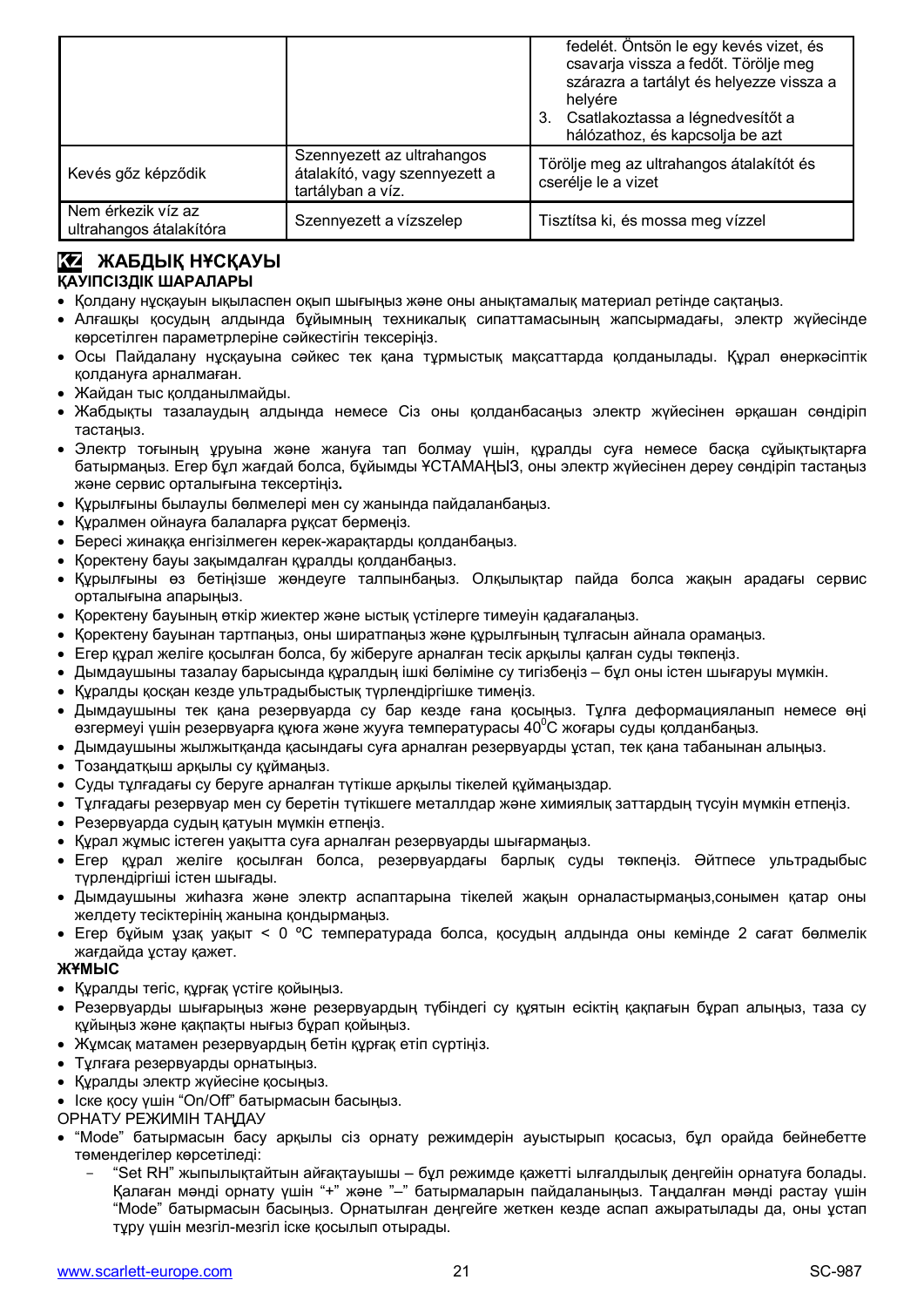| | | |
|---|---|---|
| | | fedelét. Öntsön le egy kevés vizet, és csavarja vissza a fedőt. Törölje meg szárazra a tartályt és helyezze vissza a helyére<br>3. Csatlakoztassa a légnedvesítőt a hálózathoz, és kapcsolja be azt |
| Kevés gőz képződik | Szennyezett az ultrahangos átalakító, vagy szennyezett a tartályban a víz. | Törölje meg az ultrahangos átalakítót és cserélje le a vizet |
| Nem érkezik víz az ultrahangos átalakítóra | Szennyezett a vízszelep | Tisztítsa ki, és mossa meg vízzel |

## KZ ЖАБДЫҚ НҰСҚАУЫ

**ҚАУІПСІЗДІК ШАРАЛАРЫ**

- Қолдану нұсқауын ықыласпен оқып шығыңыз және оны анықтамалық материал ретінде сақтаңыз.
- Алғашқы қосудың алдында бұйымның техникалық сипаттамасының жапсырмадағы, электр жүйесінде көрсетілген параметрлеріне сәйкестігін тексеріңіз.
- Осы Пайдалану нұсқауына сәйкес тек қана тұрмыстық мақсаттарда қолданылады. Құрал өнеркәсіптік қолдануға арналмаған.
- Жайдан тыс қолданылмайды.
- Жабдықты тазалаудың алдында немесе Сіз оны қолданбасаңыз электр жүйесінен әрқашан сөндіріп тастаңыз.
- Электр тоғының ұруына және жануға тап болмау үшін, құралды суға немесе басқа сұйықтықтарға батырмаңыз. Егер бұл жағдай болса, бұйымды ҰСТАМАҢЫЗ, оны электр жүйесінен дереу сөндіріп тастаңыз және сервис орталығына тексертіңіз**.**
- Құрылғыны былаулы бөлмелері мен су жанында пайдаланбаңыз.
- Құралмен ойнауға балаларға рұқсат бермеңіз.
- Бересі жинаққа енгізілмеген керек-жарақтарды қолданбаңыз.
- Қоректену бауы зақымдалған құралды қолданбаңыз.
- Құрылғыны өз бетіңізше жөндеуге талпынбаңыз. Олқылықтар пайда болса жақын арадағы сервис орталығына апарыңыз.
- Қоректену бауының өткір жиектер және ыстық үстілерге тимеуін қадағалаңыз.
- Қоректену бауынан тартпаңыз, оны ширатпаңыз және құрылғының тұлғасын айнала орамаңыз.
- Егер құрал желіге қосылған болса, бу жіберуге арналған тесік арқылы қалған суды төкпеңіз.
- Дымдаушыны тазалау барысында құралдың ішкі бөліміне су тигізбеңіз – бұл оны істен шығаруы мүмкін.
- Құралды қосқан кезде ультрадыбыстық түрлендіргішке тимеңіз.
- Дымдаушыны тек қана резервуарда су бар кезде ғана қосыңыз. Тұлға деформацияланып немесе өңі өзгермеуі үшін резервуарға құюға және жууға температурасы 40$^0$С жоғары суды қолданбаңыз.
- Дымдаушыны жылжытқанда қасындағы суға арналған резервуарды ұстап, тек қана табанынан алыңыз.
- Тозаңдатқыш арқылы су құймаңыз.
- Суды тұлғадағы су беруге арналған түтікше арқылы тікелей құймаңыздар.
- Тұлғадағы резервуар мен су беретін түтікшеге металлдар және химиялық заттардың түсуін мүмкін етпеңіз.
- Резервуарда судың қатуын мүмкін етпеңіз.
- Құрал жұмыс істеген уақытта суға арналған резервуарды шығармаңыз.
- Егер құрал желіге қосылған болса, резервуардағы барлық суды төкпеңіз. Әйтпесе ультрадыбыс түрлендіргіші істен шығады.
- Дымдаушыны жиһазға және электр аспаптарына тікелей жақын орналастырмаңыз,сонымен қатар оны желдету тесіктерінің жанына қондырмаңыз.
- Егер бұйым ұзақ уақыт < 0 ºC температурада болса, қосудың алдында оны кемінде 2 сағат бөлмелік жағдайда ұстау қажет.

**ЖҰМЫС**

- Құралды тегіс, құрғақ үстіге қойыңыз.
- Резервуарды шығарыңыз және резервуардың түбіндегі су құятын есіктің қақпағын бұрап алыңыз, таза су құйыңыз және қақпақты нығыз бұрап қойыңыз.
- Жұмсақ матамен резервуардың бетін құрғақ етіп сүртіңіз.
- Тұлғаға резервуарды орнатыңыз.
- Құралды электр жүйесіне қосыңыз.
- Іске қосу үшін "On/Off" батырмасын басыңыз.

ОРНАТУ РЕЖИМІН ТАҢДАУ

- "Mode" батырмасын басу арқылы сіз орнату режимдерін ауыстырып қосасыз, бұл орайда бейнебетте төмендегілер көрсетіледі:
  - "Set RH" жыпылықтайтын айғақтауышы – бұл режимде қажетті ылғалдылық деңгейін орнатуға болады. Қалаған мәнді орнату үшін "+" және "–" батырмаларын пайдаланыңыз. Таңдалған мәнді растау үшін "Mode" батырмасын басыңыз. Орнатылған деңгейге жеткен кезде аспап ажыратылады да, оны ұстап тұру үшін мезгіл-мезгіл іске қосылып отырады.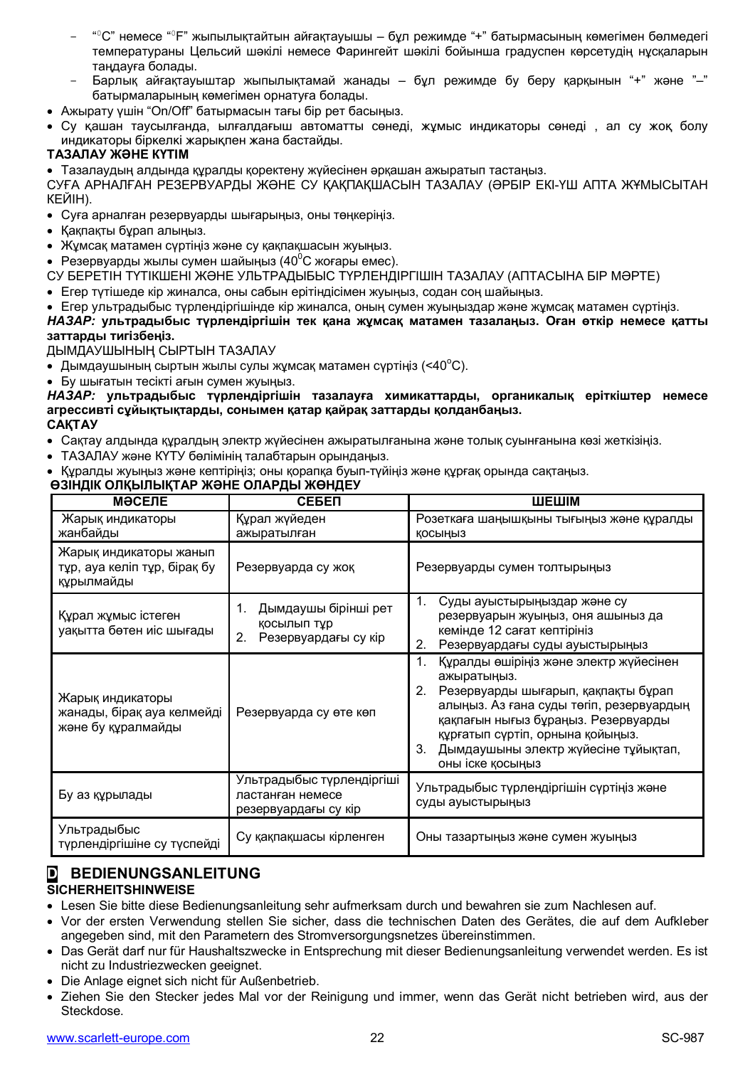- "°C" немесе "°F" жылылықтайтын айғақтауышы – бұл режимде "+" батырмасының көмегімен бөлмедегі температураны Цельсий шәкілі немесе Фарингейт шәкілі бойынша градуспен көрсетудің нұсқаларын таңдауға болады.
- Барлық айғақтауыштар жылылықтамай жанады – бұл режимде бу беру қарқынын "+" және "–" батырмаларының көмегімен орнатуға болады.

- Ажырату үшін "On/Off" батырмасын тағы бір рет басыңыз.
- Су қашан таусылғанда, ылғалдағыш автоматты сөнеді, жұмыс индикаторы сөнеді , ал су жоқ болу индикаторы біркелкі жарықпен жана бастайды.

**ТАЗАЛАУ ЖӘНЕ КҮТІМ**

- Тазалаудың алдында құралды қоректену жүйесінен әрқашан ажыратып тастаңыз.

СУҒА АРНАЛҒАН РЕЗЕРВУАРДЫ ЖӘНЕ СУ ҚАҚПАҚШАСЫН ТАЗАЛАУ (ӘРБІР ЕКІ-ҮШ АПТА ЖҰМЫСЫТАН КЕЙІН).

- Суға арналған резервуарды шығарыңыз, оны төңкеріңіз.
- Қақпақты бұрап алыңыз.
- Жұмсақ матамен сүртіңіз және су қақпақшасын жуыңыз.
- Резервуарды жылы сумен шайыңыз (40°C жоғары емес).

СУ БЕРЕТІН ТҮТІКШЕНІ ЖӘНЕ УЛЬТРАДЫБЫС ТҮРЛЕНДІРГІШІН ТАЗАЛАУ (АПТАСЫНА БІР МӘРТЕ)

- Егер түтішеде кір жиналса, оны сабын ерітіндісімен жуыңыз, содан соң шайыңыз.
- Егер ультрадыбыс түрлендіргішінде кір жиналса, оның сумен жуыңыздар және жұмсақ матамен сүртіңіз.

***НАЗАР:*** **ультрадыбыс түрлендіргішін тек қана жұмсақ матамен тазалаңыз. Оған өткір немесе қатты заттарды тигізбеңіз.**

ДЫМДАУШЫНЫҢ СЫРТЫН ТАЗАЛАУ

- Дымдаушының сыртын жылы сулы жұмсақ матамен сүртіңіз (<40°C).
- Бу шығатын тесікті ағын сумен жуыңыз.

***НАЗАР:*** **ультрадыбыс түрлендіргішін тазалауға химикаттарды, органикалық еріткіштер немесе агрессивті сұйықтықтарды, сонымен қатар қайрақ заттарды қолданбаңыз.**

**САҚТАУ**

- Сақтау алдында құралдың электр жүйесінен ажыратылғанына және толық суынғанына көзі жеткізіңіз.
- ТАЗАЛАУ және КҮТУ бөлімінің талабтарын орындаңыз.
- Құралды жуыңыз және кептіріңіз; оны қорапқа буып-түйіңіз және құрғақ орында сақтаңыз.

**ӨЗІНДІК ОЛҚЫЛЫҚТАР ЖӘНЕ ОЛАРДЫ ЖӨНДЕУ**

| МӘСЕЛЕ | СЕБЕП | ШЕШІМ |
|---|---|---|
| Жарық индикаторы жанбайды | Құрал жүйеден ажыратылған | Розеткаға шаңышқыны тығыңыз және құралды қосыңыз |
| Жарық индикаторы жанып тұр, ауа келіп тұр, бірақ бу құрылмайды | Резервуарда су жоқ | Резервуарды сумен толтырыңыз |
| Құрал жұмыс істеген уақытта бөтен иіс шығады | 1. Дымдаушы бірінші рет қосылып тұр<br>2. Резервуардағы су кір | 1. Суды ауыстырыңыздар және су резервуарын жуыңыз, оня ашыныз да кемінде 12 сағат кептірініз<br>2. Резервуардағы суды ауыстырыңыз |
| Жарық индикаторы жанады, бірақ ауа келмейді және бу құралмайды | Резервуарда су өте көп | 1. Құралды өшіріңіз және электр жүйесінен ажыратыңыз.<br>2. Резервуарды шығарып, қақпақты бұрап алыңыз. Аз ғана суды төгіп, резервуардың қақпағын нығыз бұраңыз. Резервуарды құрғатып сүртіп, орнына қойыңыз.<br>3. Дымдаушыны электр жүйесіне тұйықтап, оны іске қосыңыз |
| Бу аз құрылады | Ультрадыбыс түрлендіргіші ластанған немесе резервуардағы су кір | Ультрадыбыс түрлендіргішін сүртіңіз және суды ауыстырыңыз |
| Ультрадыбыс түрлендіргішіне су түспейді | Су қақпақшасы кірленген | Оны тазартыңыз және сумен жуыңыз |

## D BEDIENUNGSANLEITUNG

**SICHERHEITSHINWEISE**

- Lesen Sie bitte diese Bedienungsanleitung sehr aufmerksam durch und bewahren sie zum Nachlesen auf.
- Vor der ersten Verwendung stellen Sie sicher, dass die technischen Daten des Gerätes, die auf dem Aufkleber angegeben sind, mit den Parametern des Stromversorgungsnetzes übereinstimmen.
- Das Gerät darf nur für Haushaltszwecke in Entsprechung mit dieser Bedienungsanleitung verwendet werden. Es ist nicht zu Industriezwecken geeignet.
- Die Anlage eignet sich nicht für Außenbetrieb.
- Ziehen Sie den Stecker jedes Mal vor der Reinigung und immer, wenn das Gerät nicht betrieben wird, aus der Steckdose.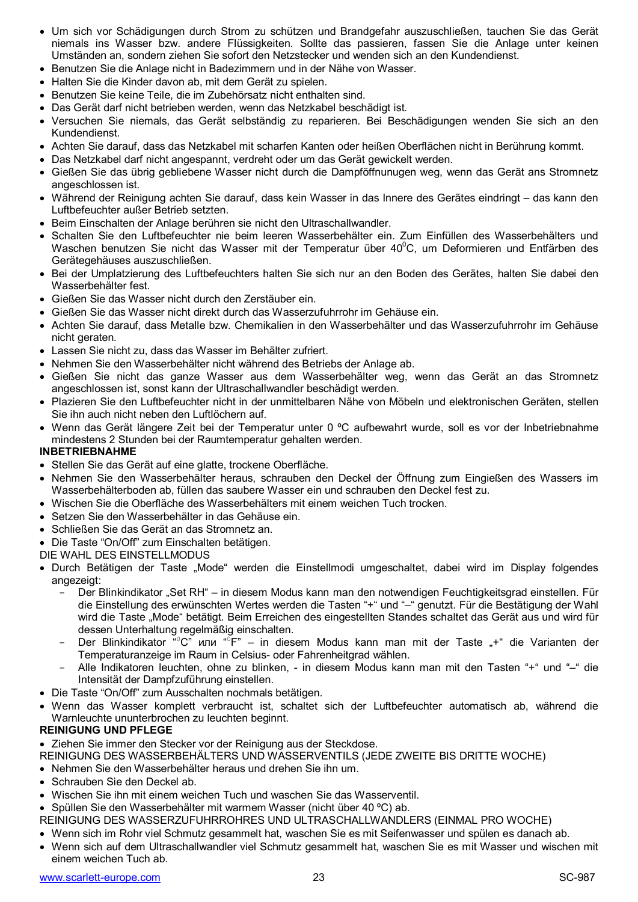- Um sich vor Schädigungen durch Strom zu schützen und Brandgefahr auszuschließen, tauchen Sie das Gerät niemals ins Wasser bzw. andere Flüssigkeiten. Sollte das passieren, fassen Sie die Anlage unter keinen Umständen an, sondern ziehen Sie sofort den Netzstecker und wenden sich an den Kundendienst.
- Benutzen Sie die Anlage nicht in Badezimmern und in der Nähe von Wasser.
- Halten Sie die Kinder davon ab, mit dem Gerät zu spielen.
- Benutzen Sie keine Teile, die im Zubehörsatz nicht enthalten sind.
- Das Gerät darf nicht betrieben werden, wenn das Netzkabel beschädigt ist.
- Versuchen Sie niemals, das Gerät selbständig zu reparieren. Bei Beschädigungen wenden Sie sich an den Kundendienst.
- Achten Sie darauf, dass das Netzkabel mit scharfen Kanten oder heißen Oberflächen nicht in Berührung kommt.
- Das Netzkabel darf nicht angespannt, verdreht oder um das Gerät gewickelt werden.
- Gießen Sie das übrig gebliebene Wasser nicht durch die Dampföffnunugen weg, wenn das Gerät ans Stromnetz angeschlossen ist.
- Während der Reinigung achten Sie darauf, dass kein Wasser in das Innere des Gerätes eindringt – das kann den Luftbefeuchter außer Betrieb setzten.
- Beim Einschalten der Anlage berühren sie nicht den Ultraschallwandler.
- Schalten Sie den Luftbefeuchter nie beim leeren Wasserbehälter ein. Zum Einfüllen des Wasserbehälters und Waschen benutzen Sie nicht das Wasser mit der Temperatur über 40$^0$C, um Deformieren und Entfärben des Gerätegehäuses auszuschließen.
- Bei der Umplatzierung des Luftbefeuchters halten Sie sich nur an den Boden des Gerätes, halten Sie dabei den Wasserbehälter fest.
- Gießen Sie das Wasser nicht durch den Zerstäuber ein.
- Gießen Sie das Wasser nicht direkt durch das Wasserzufuhrrohr im Gehäuse ein.
- Achten Sie darauf, dass Metalle bzw. Chemikalien in den Wasserbehälter und das Wasserzufuhrrohr im Gehäuse nicht geraten.
- Lassen Sie nicht zu, dass das Wasser im Behälter zufriert.
- Nehmen Sie den Wasserbehälter nicht während des Betriebs der Anlage ab.
- Gießen Sie nicht das ganze Wasser aus dem Wasserbehälter weg, wenn das Gerät an das Stromnetz angeschlossen ist, sonst kann der Ultraschallwandler beschädigt werden.
- Plazieren Sie den Luftbefeuchter nicht in der unmittelbaren Nähe von Möbeln und elektronischen Geräten, stellen Sie ihn auch nicht neben den Luftlöchern auf.
- Wenn das Gerät längere Zeit bei der Temperatur unter 0 ºC aufbewahrt wurde, soll es vor der Inbetriebnahme mindestens 2 Stunden bei der Raumtemperatur gehalten werden.

**INBETRIEBNAHME**

- Stellen Sie das Gerät auf eine glatte, trockene Oberfläche.
- Nehmen Sie den Wasserbehälter heraus, schrauben den Deckel der Öffnung zum Eingießen des Wassers im Wasserbehälterboden ab, füllen das saubere Wasser ein und schrauben den Deckel fest zu.
- Wischen Sie die Oberfläche des Wasserbehälters mit einem weichen Tuch trocken.
- Setzen Sie den Wasserbehälter in das Gehäuse ein.
- Schließen Sie das Gerät an das Stromnetz an.
- Die Taste "On/Off" zum Einschalten betätigen.

DIE WAHL DES EINSTELLMODUS

- Durch Betätigen der Taste „Mode" werden die Einstellmodi umgeschaltet, dabei wird im Display folgendes angezeigt:
  - Der Blinkindikator „Set RH" – in diesem Modus kann man den notwendigen Feuchtigkeitsgrad einstellen. Für die Einstellung des erwünschten Wertes werden die Tasten "+" und "–" genutzt. Für die Bestätigung der Wahl wird die Taste „Mode" betätigt. Beim Erreichen des eingestellten Standes schaltet das Gerät aus und wird für dessen Unterhaltung regelmäßig einschalten.
  - Der Blinkindikator "$^0$C" или "$^0$F" – in diesem Modus kann man mit der Taste „+" die Varianten der Temperaturanzeige im Raum in Celsius- oder Fahrenheitgrad wählen.
  - Alle Indikatoren leuchten, ohne zu blinken, - in diesem Modus kann man mit den Tasten "+" und "–" die Intensität der Dampfzuführung einstellen.
- Die Taste "On/Off" zum Ausschalten nochmals betätigen.
- Wenn das Wasser komplett verbraucht ist, schaltet sich der Luftbefeuchter automatisch ab, während die Warnleuchte ununterbrochen zu leuchten beginnt.

**REINIGUNG UND PFLEGE**

- Ziehen Sie immer den Stecker vor der Reinigung aus der Steckdose.

REINIGUNG DES WASSERBEHÄLTERS UND WASSERVENTILS (JEDE ZWEITE BIS DRITTE WOCHE)

- Nehmen Sie den Wasserbehälter heraus und drehen Sie ihn um.
- Schrauben Sie den Deckel ab.
- Wischen Sie ihn mit einem weichen Tuch und waschen Sie das Wasserventil.
- Spüllen Sie den Wasserbehälter mit warmem Wasser (nicht über 40 ºC) ab.

REINIGUNG DES WASSERZUFUHRROHRES UND ULTRASCHALLWANDLERS (EINMAL PRO WOCHE)

- Wenn sich im Rohr viel Schmutz gesammelt hat, waschen Sie es mit Seifenwasser und spülen es danach ab.
- Wenn sich auf dem Ultraschallwandler viel Schmutz gesammelt hat, waschen Sie es mit Wasser und wischen mit einem weichen Tuch ab.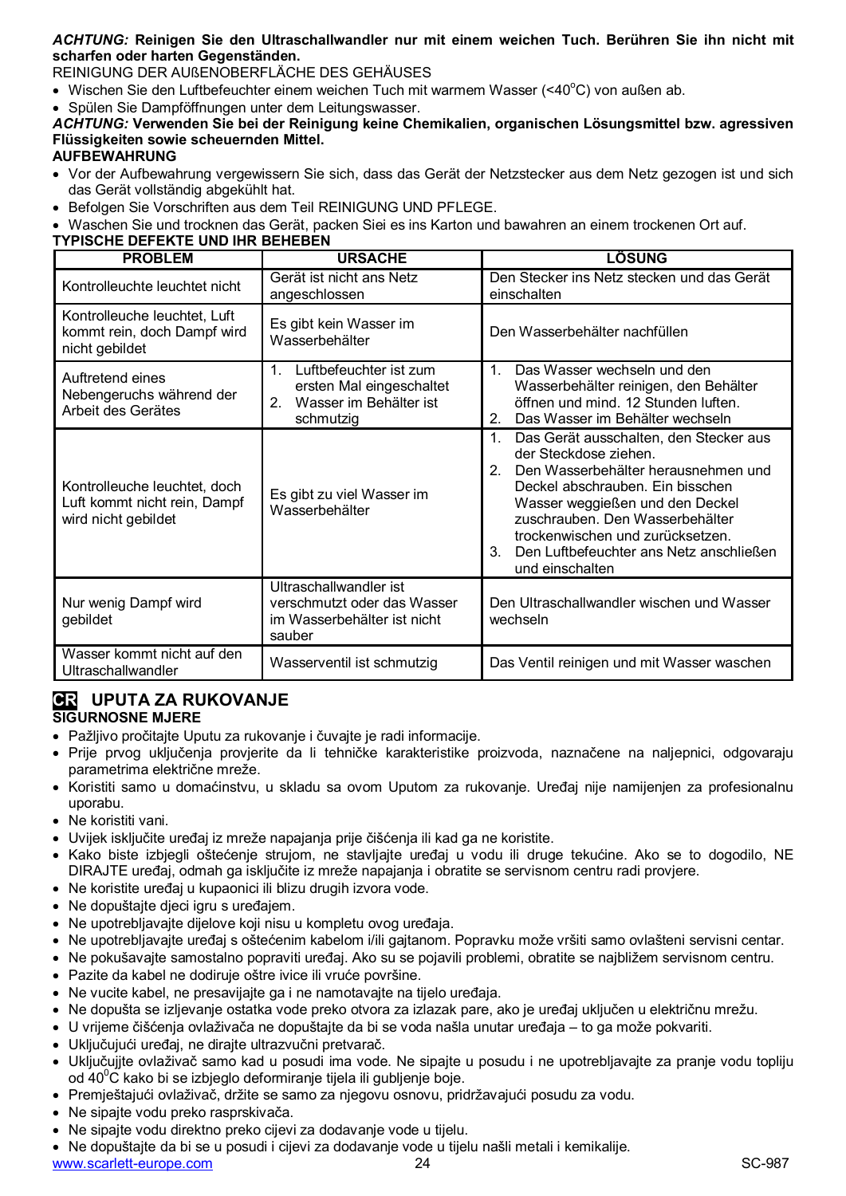***ACHTUNG:*** **Reinigen Sie den Ultraschallwandler nur mit einem weichen Tuch. Berühren Sie ihn nicht mit scharfen oder harten Gegenständen.**

REINIGUNG DER AUßENOBERFLÄCHE DES GEHÄUSES

- Wischen Sie den Luftbefeuchter einem weichen Tuch mit warmem Wasser (<40°C) von außen ab.
- Spülen Sie Dampföffnungen unter dem Leitungswasser.

***ACHTUNG:*** **Verwenden Sie bei der Reinigung keine Chemikalien, organischen Lösungsmittel bzw. agressiven Flüssigkeiten sowie scheuernden Mittel.**

**AUFBEWAHRUNG**

- Vor der Aufbewahrung vergewissern Sie sich, dass das Gerät der Netzstecker aus dem Netz gezogen ist und sich das Gerät vollständig abgekühlt hat.
- Befolgen Sie Vorschriften aus dem Teil REINIGUNG UND PFLEGE.
- Waschen Sie und trocknen das Gerät, packen Siei es ins Karton und bawahren an einem trockenen Ort auf.

**TYPISCHE DEFEKTE UND IHR BEHEBEN**

| PROBLEM | URSACHE | LÖSUNG |
|---|---|---|
| Kontrolleuchte leuchtet nicht | Gerät ist nicht ans Netz angeschlossen | Den Stecker ins Netz stecken und das Gerät einschalten |
| Kontrolleuche leuchtet, Luft kommt rein, doch Dampf wird nicht gebildet | Es gibt kein Wasser im Wasserbehälter | Den Wasserbehälter nachfüllen |
| Auftretend eines Nebengeruchs während der Arbeit des Gerätes | 1. Luftbefeuchter ist zum ersten Mal eingeschaltet<br>2. Wasser im Behälter ist schmutzig | 1. Das Wasser wechseln und den Wasserbehälter reinigen, den Behälter öffnen und mind. 12 Stunden luften.<br>2. Das Wasser im Behälter wechseln |
| Kontrolleuche leuchtet, doch Luft kommt nicht rein, Dampf wird nicht gebildet | Es gibt zu viel Wasser im Wasserbehälter | 1. Das Gerät ausschalten, den Stecker aus der Steckdose ziehen.<br>2. Den Wasserbehälter herausnehmen und Deckel abschrauben. Ein bisschen Wasser weggießen und den Deckel zuschrauben. Den Wasserbehälter trockenwischen und zurücksetzen.<br>3. Den Luftbefeuchter ans Netz anschließen und einschalten |
| Nur wenig Dampf wird gebildet | Ultraschallwandler ist verschmutzt oder das Wasser im Wasserbehälter ist nicht sauber | Den Ultraschallwandler wischen und Wasser wechseln |
| Wasser kommt nicht auf den Ultraschallwandler | Wasserventil ist schmutzig | Das Ventil reinigen und mit Wasser waschen |

## CR UPUTA ZA RUKOVANJE

**SIGURNOSNE MJERE**

- Pažljivo pročitajte Uputu za rukovanje i čuvajte je radi informacije.
- Prije prvog uključenja provjerite da li tehničke karakteristike proizvoda, naznačene na naljepnici, odgovaraju parametrima električne mreže.
- Koristiti samo u domaćinstvu, u skladu sa ovom Uputom za rukovanje. Uređaj nije namijenjen za profesionalnu uporabu.
- Ne koristiti vani.
- Uvijek isključite uređaj iz mreže napajanja prije čišćenja ili kad ga ne koristite.
- Kako biste izbjegli oštećenje strujom, ne stavljajte uređaj u vodu ili druge tekućine. Ako se to dogodilo, NE DIRAJTE uređaj, odmah ga isključite iz mreže napajanja i obratite se servisnom centru radi provjere.
- Ne koristite uređaj u kupaonici ili blizu drugih izvora vode.
- Ne dopuštajte djeci igru s uređajem.
- Ne upotrebljavajte dijelove koji nisu u kompletu ovog uređaja.
- Ne upotrebljavajte uređaj s oštećenim kabelom i/ili gajtanom. Popravku može vršiti samo ovlašteni servisni centar.
- Ne pokušavajte samostalno popraviti uređaj. Ako su se pojavili problemi, obratite se najbližem servisnom centru.
- Pazite da kabel ne dodiruje oštre ivice ili vruće površine.
- Ne vucite kabel, ne presavijajte ga i ne namotavajte na tijelo uređaja.
- Ne dopušta se izljevanje ostatka vode preko otvora za izlazak pare, ako je uređaj uključen u električnu mrežu.
- U vrijeme čišćenja ovlaživača ne dopuštajte da bi se voda našla unutar uređaja – to ga može pokvariti.
- Uključujući uređaj, ne dirajte ultrazvučni pretvarač.
- Uključujte ovlaživač samo kad u posudi ima vode. Ne sipajte u posudu i ne upotrebljavajte za pranje vodu topliju od 40°C kako bi se izbjeglo deformiranje tijela ili gubljenje boje.
- Premještajući ovlaživač, držite se samo za njegovu osnovu, pridržavajući posudu za vodu.
- Ne sipajte vodu preko rasprskivača.
- Ne sipajte vodu direktno preko cijevi za dodavanje vode u tijelu.
- Ne dopuštajte da bi se u posudi i cijevi za dodavanje vode u tijelu našli metali i kemikalije.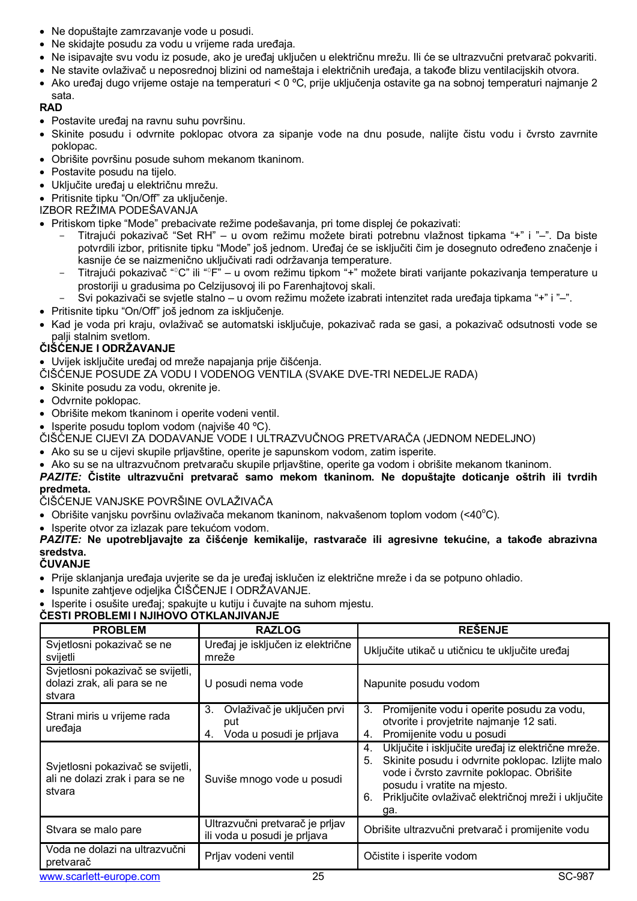- Ne dopuštajte zamrzavanje vode u posudi.
- Ne skidajte posudu za vodu u vrijeme rada uređaja.
- Ne isipavajte svu vodu iz posude, ako je uređaj uključen u električnu mrežu. Ili će se ultrazvučni pretvarač pokvariti.
- Ne stavite ovlaživač u neposrednoj blizini od nameštaja i električnih uređaja, a takođe blizu ventilacijskih otvora.
- Ako uređaj dugo vrijeme ostaje na temperaturi < 0 ºC, prije uključenja ostavite ga na sobnoj temperaturi najmanje 2 sata.

**RAD**

- Postavite uređaj na ravnu suhu površinu.
- Skinite posudu i odvrnite poklopac otvora za sipanje vode na dnu posude, nalijte čistu vodu i čvrsto zavrnite poklopac.
- Obrišite površinu posude suhom mekanom tkaninom.
- Postavite posudu na tijelo.
- Uključite uređaj u električnu mrežu.
- Pritisnite tipku "On/Off" za uključenje.

IZBOR REŽIMA PODEŠAVANJA

- Pritiskom tipke "Mode" prebacivate režime podešavanja, pri tome displej će pokazivati:
  - Titrajući pokazivač "Set RH" – u ovom režimu možete birati potrebnu vlažnost tipkama "+" i "–". Da biste potvrdili izbor, pritisnite tipku "Mode" još jednom. Uređaj će se isključiti čim je dosegnuto određeno značenje i kasnije će se naizmenično uključivati radi održavanja temperature.
  - Titrajući pokazivač "°C" ili "°F" – u ovom režimu tipkom "+" možete birati varijante pokazivanja temperature u prostoriji u gradusima po Celzijusovoj ili po Farenhajtovoj skali.
  - Svi pokazivači se svjetle stalno – u ovom režimu možete izabrati intenzitet rada uređaja tipkama "+" i "–".
- Pritisnite tipku "On/Off" još jednom za isključenje.
- Kad je voda pri kraju, ovlaživač se automatski isključuje, pokazivač rada se gasi, a pokazivač odsutnosti vode se palji stalnim svetlom.

**ČIŠĆENJE I ODRŽAVANJE**

- Uvijek isključite uređaj od mreže napajanja prije čišćenja.

ČIŠĆENJE POSUDE ZA VODU I VODENOG VENTILA (SVAKE DVE-TRI NEDELJE RADA)

- Skinite posudu za vodu, okrenite je.
- Odvrnite poklopac.
- Obrišite mekom tkaninom i operite vodeni ventil.
- Isperite posudu toplom vodom (najviše 40 ºC).

ČIŠĆENJE CIJEVI ZA DODAVANJE VODE I ULTRAZVUČNOG PRETVARAČA (JEDNOM NEDELJNO)

- Ako su se u cijevi skupile prljavštine, operite je sapunskom vodom, zatim isperite.
- Ako su se na ultrazvučnom pretvaraču skupile prljavštine, operite ga vodom i obrišite mekanom tkaninom.

***PAZITE:*** **Čistite ultrazvučni pretvarač samo mekom tkaninom. Ne dopuštajte doticanje oštrih ili tvrdih predmeta.**

ČIŠĆENJE VANJSKE POVRŠINE OVLAŽIVAČA

- Obrišite vanjsku površinu ovlaživača mekanom tkaninom, nakvašenom toplom vodom (<40°C).
- Isperite otvor za izlazak pare tekućom vodom.

***PAZITE:*** **Ne upotrebljavajte za čišćenje kemikalije, rastvarače ili agresivne tekućine, a takođe abrazivna sredstva.**

**ČUVANJE**

- Prije sklanjanja uređaja uvjerite se da je uređaj isključen iz električne mreže i da se potpuno ohladio.
- Ispunite zahtjeve odjeljka ČIŠĆENJE I ODRŽAVANJE.
- Isperite i osušite uređaj; spakujte u kutiju i čuvajte na suhom mjestu.

**ČESTI PROBLEMI I NJIHOVO OTKLANJIVANJE**

| PROBLEM | RAZLOG | REŠENJE |
|---|---|---|
| Svjetlosni pokazivač se ne svijetli | Uređaj je isključen iz električne mreže | Uključite utikač u utičnicu te uključite uređaj |
| Svjetlosni pokazivač se svijetli, dolazi zrak, ali para se ne stvara | U posudi nema vode | Napunite posudu vodom |
| Strani miris u vrijeme rada uređaja | 3. Ovlaživač je uključen prvi put<br>4. Voda u posudi je prljava | 3. Promijenite vodu i operite posudu za vodu, otvorite i provjetrite najmanje 12 sati.<br>4. Promijenite vodu u posudi |
| Svjetlosni pokazivač se svijetli, ali ne dolazi zrak i para se ne stvara | Suviše mnogo vode u posudi | 4. Uključite i isključite uređaj iz električne mreže.<br>5. Skinite posudu i odvrnite poklopac. Izlijte malo vode i čvrsto zavrnite poklopac. Obrišite posudu i vratite na mjesto.<br>6. Priključite ovlaživač električnoj mreži i uključite ga. |
| Stvara se malo pare | Ultrazvučni pretvarač je prljav ili voda u posudi je prljava | Obrišite ultrazvučni pretvarač i promijenite vodu |
| Voda ne dolazi na ultrazvučni pretvarač | Prljav vodeni ventil | Očistite i isperite vodom |